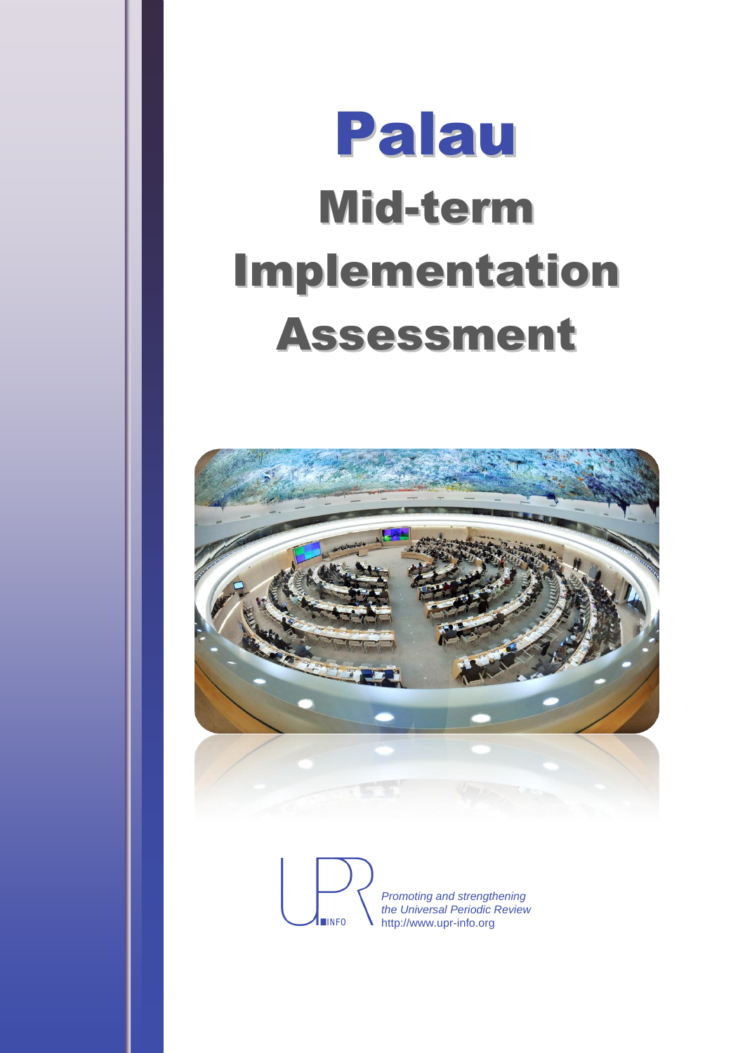# Palau

# Mid-term Implementation Assessment

*Promoting and strengthening the Universal Periodic Review*
http://www.upr-info.org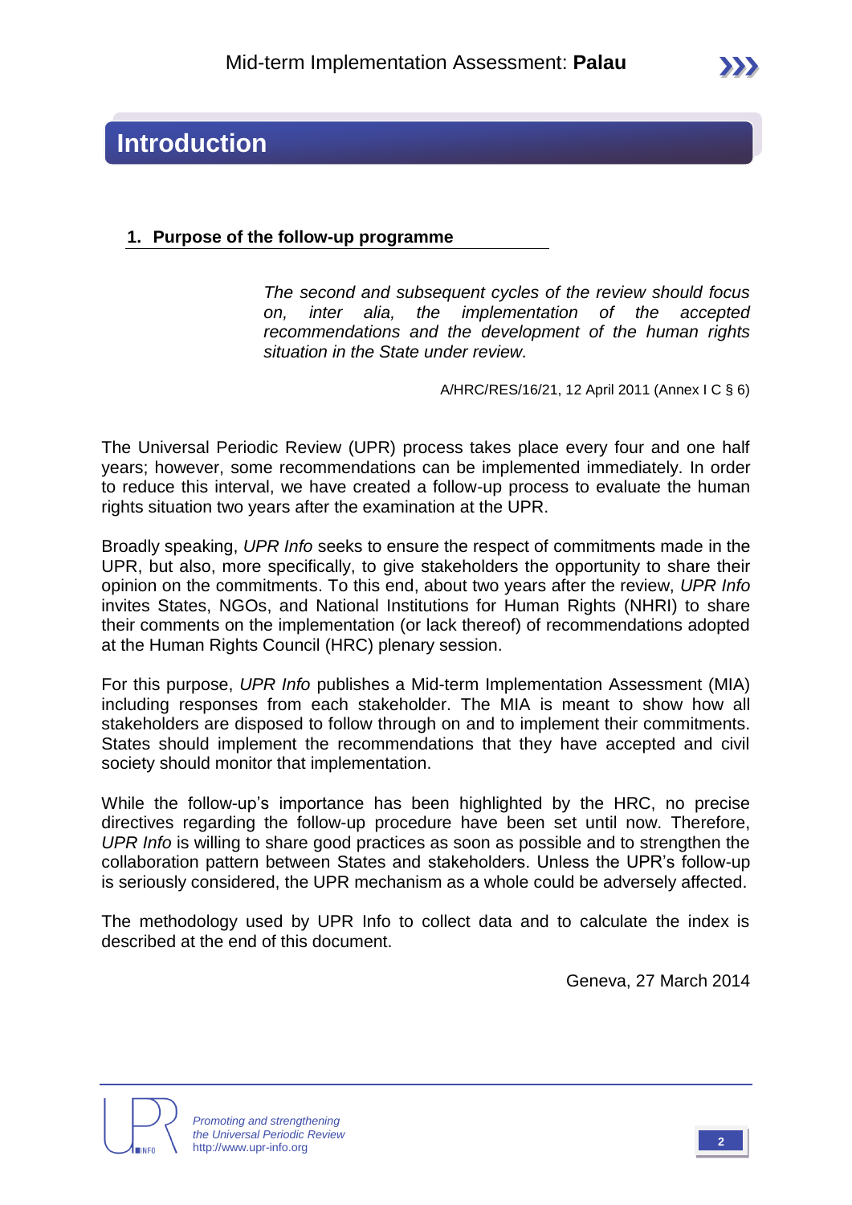# Introduction

## 1. Purpose of the follow-up programme

> *The second and subsequent cycles of the review should focus on, inter alia, the implementation of the accepted recommendations and the development of the human rights situation in the State under review.*
>
> A/HRC/RES/16/21, 12 April 2011 (Annex I C § 6)

The Universal Periodic Review (UPR) process takes place every four and one half years; however, some recommendations can be implemented immediately. In order to reduce this interval, we have created a follow-up process to evaluate the human rights situation two years after the examination at the UPR.

Broadly speaking, *UPR Info* seeks to ensure the respect of commitments made in the UPR, but also, more specifically, to give stakeholders the opportunity to share their opinion on the commitments. To this end, about two years after the review, *UPR Info* invites States, NGOs, and National Institutions for Human Rights (NHRI) to share their comments on the implementation (or lack thereof) of recommendations adopted at the Human Rights Council (HRC) plenary session.

For this purpose, *UPR Info* publishes a Mid-term Implementation Assessment (MIA) including responses from each stakeholder. The MIA is meant to show how all stakeholders are disposed to follow through on and to implement their commitments. States should implement the recommendations that they have accepted and civil society should monitor that implementation.

While the follow-up's importance has been highlighted by the HRC, no precise directives regarding the follow-up procedure have been set until now. Therefore, *UPR Info* is willing to share good practices as soon as possible and to strengthen the collaboration pattern between States and stakeholders. Unless the UPR's follow-up is seriously considered, the UPR mechanism as a whole could be adversely affected.

The methodology used by UPR Info to collect data and to calculate the index is described at the end of this document.

Geneva, 27 March 2014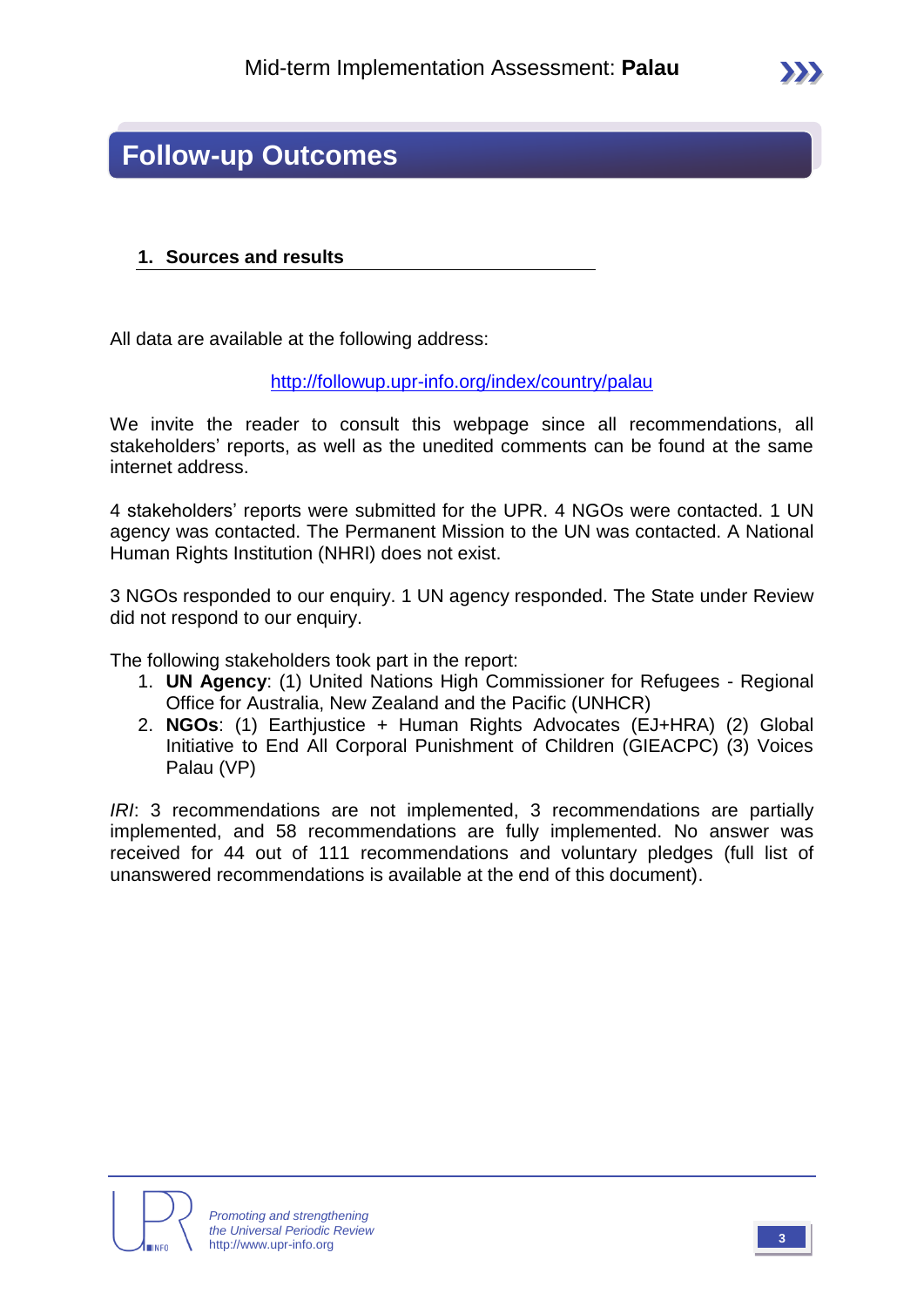# Follow-up Outcomes

## 1. Sources and results

All data are available at the following address:

http://followup.upr-info.org/index/country/palau

We invite the reader to consult this webpage since all recommendations, all stakeholders' reports, as well as the unedited comments can be found at the same internet address.

4 stakeholders' reports were submitted for the UPR. 4 NGOs were contacted. 1 UN agency was contacted. The Permanent Mission to the UN was contacted. A National Human Rights Institution (NHRI) does not exist.

3 NGOs responded to our enquiry. 1 UN agency responded. The State under Review did not respond to our enquiry.

The following stakeholders took part in the report:

1. **UN Agency**: (1) United Nations High Commissioner for Refugees - Regional Office for Australia, New Zealand and the Pacific (UNHCR)
2. **NGOs**: (1) Earthjustice + Human Rights Advocates (EJ+HRA) (2) Global Initiative to End All Corporal Punishment of Children (GIEACPC) (3) Voices Palau (VP)

*IRI*: 3 recommendations are not implemented, 3 recommendations are partially implemented, and 58 recommendations are fully implemented. No answer was received for 44 out of 111 recommendations and voluntary pledges (full list of unanswered recommendations is available at the end of this document).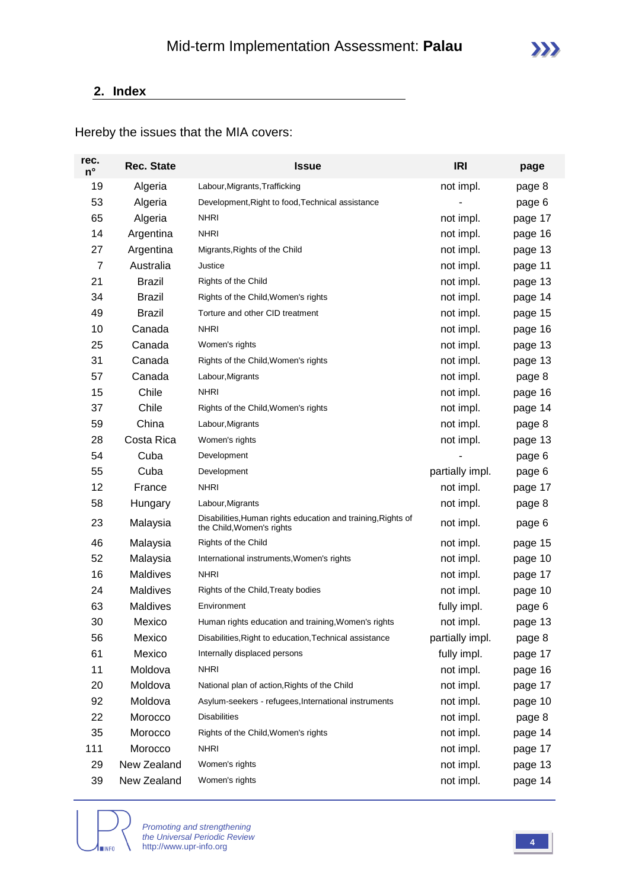## 2. Index

Hereby the issues that the MIA covers:

| rec. n° | Rec. State | Issue | IRI | page |
|---|---|---|---|---|
| 19 | Algeria | Labour,Migrants,Trafficking | not impl. | page 8 |
| 53 | Algeria | Development,Right to food,Technical assistance | - | page 6 |
| 65 | Algeria | NHRI | not impl. | page 17 |
| 14 | Argentina | NHRI | not impl. | page 16 |
| 27 | Argentina | Migrants,Rights of the Child | not impl. | page 13 |
| 7 | Australia | Justice | not impl. | page 11 |
| 21 | Brazil | Rights of the Child | not impl. | page 13 |
| 34 | Brazil | Rights of the Child,Women's rights | not impl. | page 14 |
| 49 | Brazil | Torture and other CID treatment | not impl. | page 15 |
| 10 | Canada | NHRI | not impl. | page 16 |
| 25 | Canada | Women's rights | not impl. | page 13 |
| 31 | Canada | Rights of the Child,Women's rights | not impl. | page 13 |
| 57 | Canada | Labour,Migrants | not impl. | page 8 |
| 15 | Chile | NHRI | not impl. | page 16 |
| 37 | Chile | Rights of the Child,Women's rights | not impl. | page 14 |
| 59 | China | Labour,Migrants | not impl. | page 8 |
| 28 | Costa Rica | Women's rights | not impl. | page 13 |
| 54 | Cuba | Development | - | page 6 |
| 55 | Cuba | Development | partially impl. | page 6 |
| 12 | France | NHRI | not impl. | page 17 |
| 58 | Hungary | Labour,Migrants | not impl. | page 8 |
| 23 | Malaysia | Disabilities,Human rights education and training,Rights of the Child,Women's rights | not impl. | page 6 |
| 46 | Malaysia | Rights of the Child | not impl. | page 15 |
| 52 | Malaysia | International instruments,Women's rights | not impl. | page 10 |
| 16 | Maldives | NHRI | not impl. | page 17 |
| 24 | Maldives | Rights of the Child,Treaty bodies | not impl. | page 10 |
| 63 | Maldives | Environment | fully impl. | page 6 |
| 30 | Mexico | Human rights education and training,Women's rights | not impl. | page 13 |
| 56 | Mexico | Disabilities,Right to education,Technical assistance | partially impl. | page 8 |
| 61 | Mexico | Internally displaced persons | fully impl. | page 17 |
| 11 | Moldova | NHRI | not impl. | page 16 |
| 20 | Moldova | National plan of action,Rights of the Child | not impl. | page 17 |
| 92 | Moldova | Asylum-seekers - refugees,International instruments | not impl. | page 10 |
| 22 | Morocco | Disabilities | not impl. | page 8 |
| 35 | Morocco | Rights of the Child,Women's rights | not impl. | page 14 |
| 111 | Morocco | NHRI | not impl. | page 17 |
| 29 | New Zealand | Women's rights | not impl. | page 13 |
| 39 | New Zealand | Women's rights | not impl. | page 14 |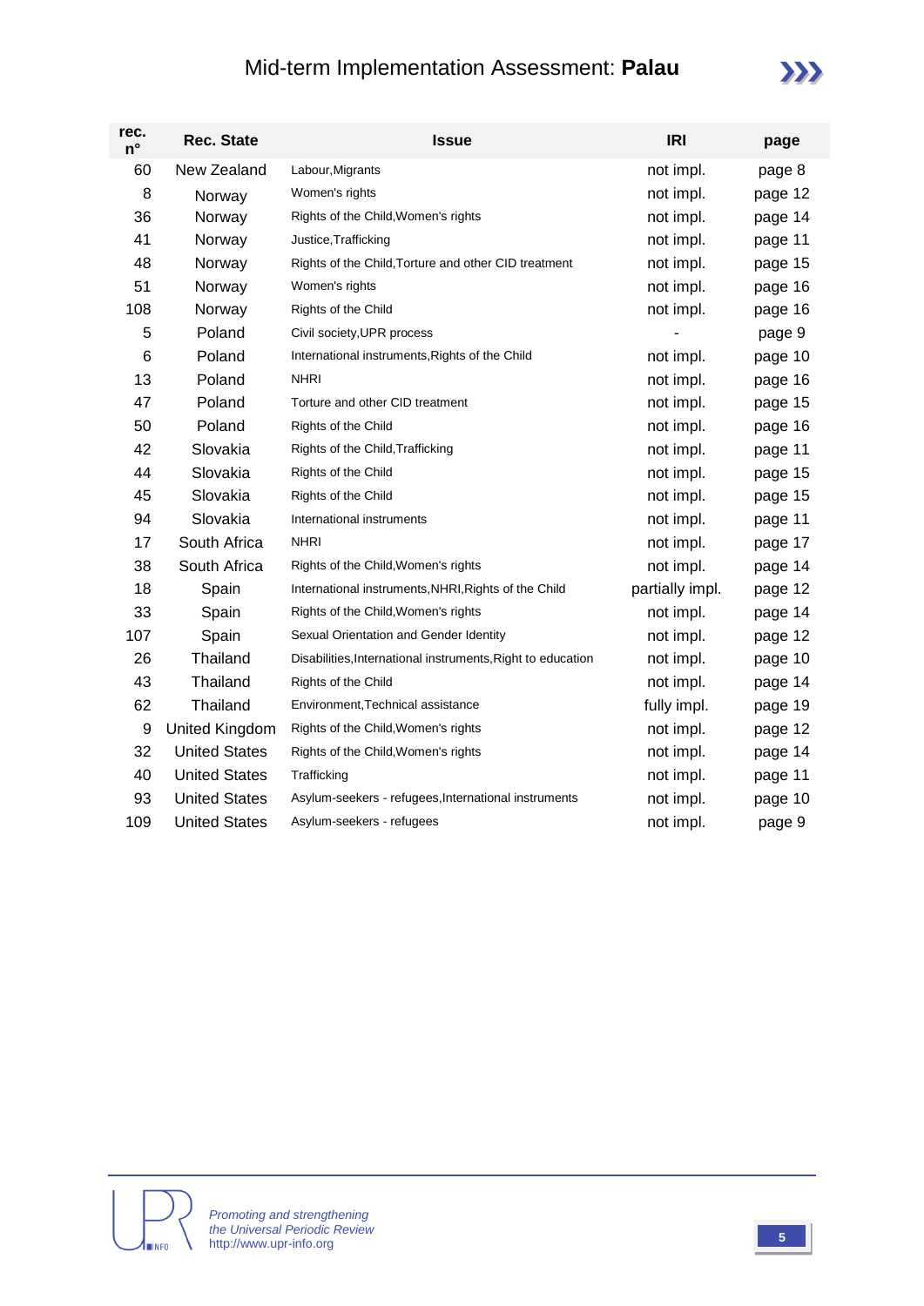# Mid-term Implementation Assessment: **Palau**

| rec. n° | Rec. State | Issue | IRI | page |
|---|---|---|---|---|
| 60 | New Zealand | Labour,Migrants | not impl. | page 8 |
| 8 | Norway | Women's rights | not impl. | page 12 |
| 36 | Norway | Rights of the Child,Women's rights | not impl. | page 14 |
| 41 | Norway | Justice,Trafficking | not impl. | page 11 |
| 48 | Norway | Rights of the Child,Torture and other CID treatment | not impl. | page 15 |
| 51 | Norway | Women's rights | not impl. | page 16 |
| 108 | Norway | Rights of the Child | not impl. | page 16 |
| 5 | Poland | Civil society,UPR process | - | page 9 |
| 6 | Poland | International instruments,Rights of the Child | not impl. | page 10 |
| 13 | Poland | NHRI | not impl. | page 16 |
| 47 | Poland | Torture and other CID treatment | not impl. | page 15 |
| 50 | Poland | Rights of the Child | not impl. | page 16 |
| 42 | Slovakia | Rights of the Child,Trafficking | not impl. | page 11 |
| 44 | Slovakia | Rights of the Child | not impl. | page 15 |
| 45 | Slovakia | Rights of the Child | not impl. | page 15 |
| 94 | Slovakia | International instruments | not impl. | page 11 |
| 17 | South Africa | NHRI | not impl. | page 17 |
| 38 | South Africa | Rights of the Child,Women's rights | not impl. | page 14 |
| 18 | Spain | International instruments,NHRI,Rights of the Child | partially impl. | page 12 |
| 33 | Spain | Rights of the Child,Women's rights | not impl. | page 14 |
| 107 | Spain | Sexual Orientation and Gender Identity | not impl. | page 12 |
| 26 | Thailand | Disabilities,International instruments,Right to education | not impl. | page 10 |
| 43 | Thailand | Rights of the Child | not impl. | page 14 |
| 62 | Thailand | Environment,Technical assistance | fully impl. | page 19 |
| 9 | United Kingdom | Rights of the Child,Women's rights | not impl. | page 12 |
| 32 | United States | Rights of the Child,Women's rights | not impl. | page 14 |
| 40 | United States | Trafficking | not impl. | page 11 |
| 93 | United States | Asylum-seekers - refugees,International instruments | not impl. | page 10 |
| 109 | United States | Asylum-seekers - refugees | not impl. | page 9 |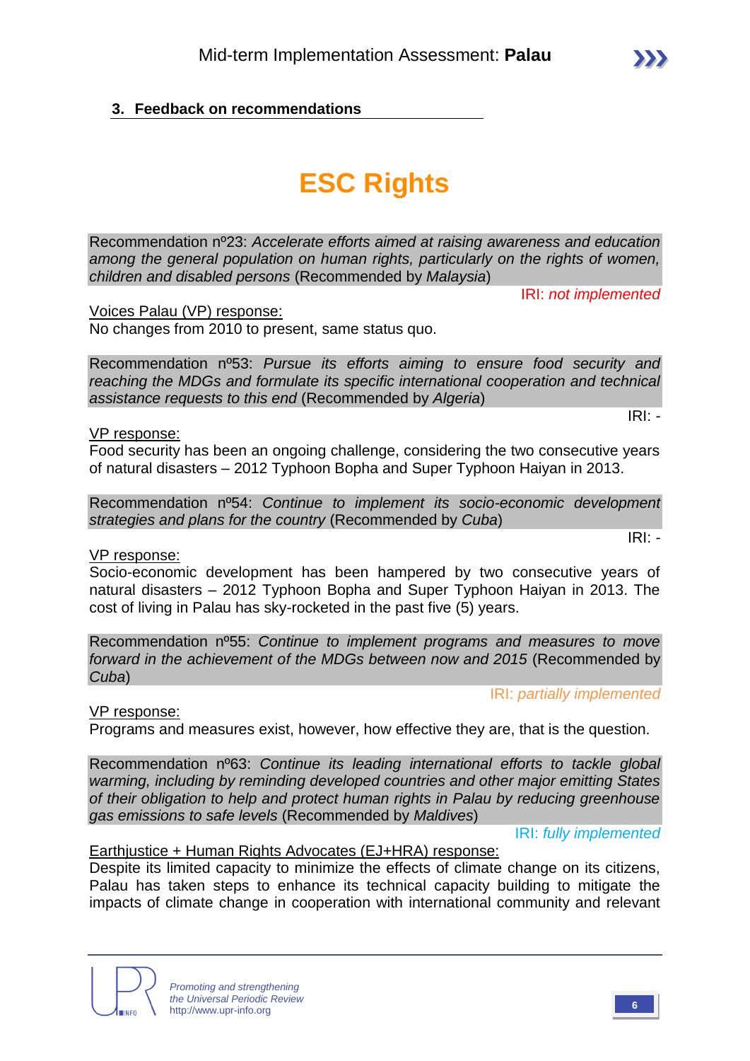### 3. Feedback on recommendations

# ESC Rights

Recommendation nº23: *Accelerate efforts aimed at raising awareness and education among the general population on human rights, particularly on the rights of women, children and disabled persons* (Recommended by *Malaysia*)

IRI: *not implemented*

Voices Palau (VP) response:
No changes from 2010 to present, same status quo.

Recommendation nº53: *Pursue its efforts aiming to ensure food security and reaching the MDGs and formulate its specific international cooperation and technical assistance requests to this end* (Recommended by *Algeria*)

IRI: -

VP response:
Food security has been an ongoing challenge, considering the two consecutive years of natural disasters – 2012 Typhoon Bopha and Super Typhoon Haiyan in 2013.

Recommendation nº54: *Continue to implement its socio-economic development strategies and plans for the country* (Recommended by *Cuba*)

IRI: -

VP response:
Socio-economic development has been hampered by two consecutive years of natural disasters – 2012 Typhoon Bopha and Super Typhoon Haiyan in 2013. The cost of living in Palau has sky-rocketed in the past five (5) years.

Recommendation nº55: *Continue to implement programs and measures to move forward in the achievement of the MDGs between now and 2015* (Recommended by *Cuba*)

IRI: *partially implemented*

VP response:
Programs and measures exist, however, how effective they are, that is the question.

Recommendation nº63: *Continue its leading international efforts to tackle global warming, including by reminding developed countries and other major emitting States of their obligation to help and protect human rights in Palau by reducing greenhouse gas emissions to safe levels* (Recommended by *Maldives*)

IRI: *fully implemented*

Earthjustice + Human Rights Advocates (EJ+HRA) response:
Despite its limited capacity to minimize the effects of climate change on its citizens, Palau has taken steps to enhance its technical capacity building to mitigate the impacts of climate change in cooperation with international community and relevant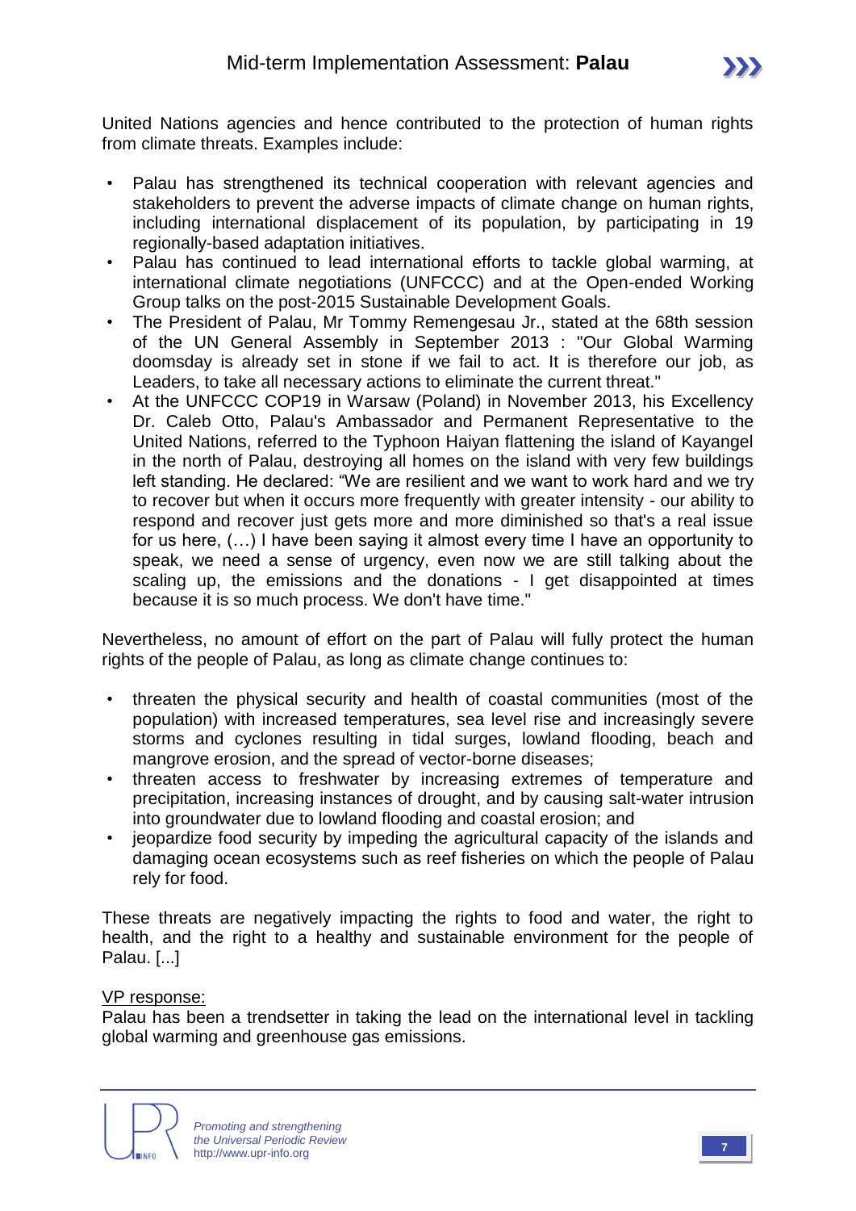United Nations agencies and hence contributed to the protection of human rights from climate threats. Examples include:

- Palau has strengthened its technical cooperation with relevant agencies and stakeholders to prevent the adverse impacts of climate change on human rights, including international displacement of its population, by participating in 19 regionally-based adaptation initiatives.
- Palau has continued to lead international efforts to tackle global warming, at international climate negotiations (UNFCCC) and at the Open-ended Working Group talks on the post-2015 Sustainable Development Goals.
- The President of Palau, Mr Tommy Remengesau Jr., stated at the 68th session of the UN General Assembly in September 2013 : "Our Global Warming doomsday is already set in stone if we fail to act. It is therefore our job, as Leaders, to take all necessary actions to eliminate the current threat."
- At the UNFCCC COP19 in Warsaw (Poland) in November 2013, his Excellency Dr. Caleb Otto, Palau's Ambassador and Permanent Representative to the United Nations, referred to the Typhoon Haiyan flattening the island of Kayangel in the north of Palau, destroying all homes on the island with very few buildings left standing. He declared: "We are resilient and we want to work hard and we try to recover but when it occurs more frequently with greater intensity - our ability to respond and recover just gets more and more diminished so that's a real issue for us here, (…) I have been saying it almost every time I have an opportunity to speak, we need a sense of urgency, even now we are still talking about the scaling up, the emissions and the donations - I get disappointed at times because it is so much process. We don't have time."

Nevertheless, no amount of effort on the part of Palau will fully protect the human rights of the people of Palau, as long as climate change continues to:

- threaten the physical security and health of coastal communities (most of the population) with increased temperatures, sea level rise and increasingly severe storms and cyclones resulting in tidal surges, lowland flooding, beach and mangrove erosion, and the spread of vector-borne diseases;
- threaten access to freshwater by increasing extremes of temperature and precipitation, increasing instances of drought, and by causing salt-water intrusion into groundwater due to lowland flooding and coastal erosion; and
- jeopardize food security by impeding the agricultural capacity of the islands and damaging ocean ecosystems such as reef fisheries on which the people of Palau rely for food.

These threats are negatively impacting the rights to food and water, the right to health, and the right to a healthy and sustainable environment for the people of Palau. [...]

VP response:
Palau has been a trendsetter in taking the lead on the international level in tackling global warming and greenhouse gas emissions.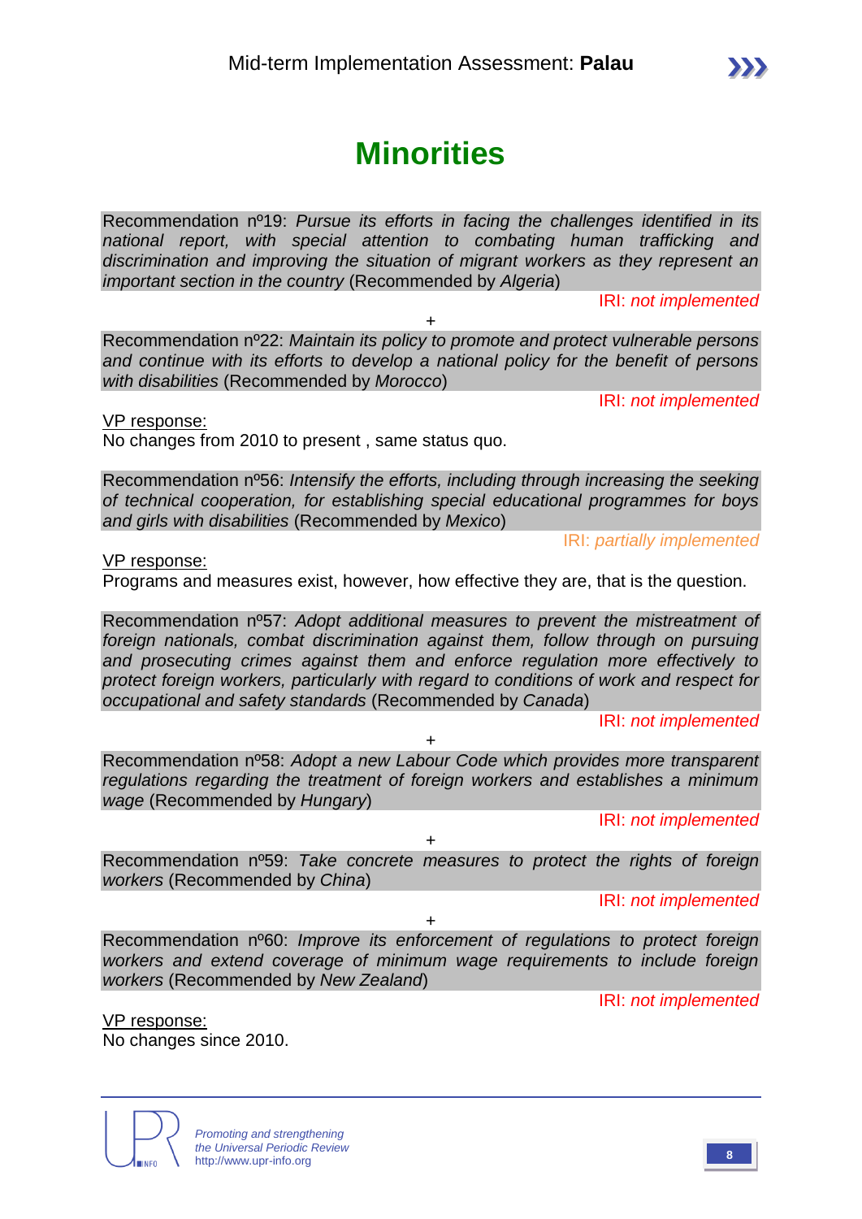# Minorities

Recommendation nº19: *Pursue its efforts in facing the challenges identified in its national report, with special attention to combating human trafficking and discrimination and improving the situation of migrant workers as they represent an important section in the country* (Recommended by *Algeria*)

IRI: *not implemented*

+

Recommendation nº22: *Maintain its policy to promote and protect vulnerable persons and continue with its efforts to develop a national policy for the benefit of persons with disabilities* (Recommended by *Morocco*)

IRI: *not implemented*

VP response:
No changes from 2010 to present , same status quo.

Recommendation nº56: *Intensify the efforts, including through increasing the seeking of technical cooperation, for establishing special educational programmes for boys and girls with disabilities* (Recommended by *Mexico*)

IRI: *partially implemented*

VP response:
Programs and measures exist, however, how effective they are, that is the question.

Recommendation nº57: *Adopt additional measures to prevent the mistreatment of foreign nationals, combat discrimination against them, follow through on pursuing and prosecuting crimes against them and enforce regulation more effectively to protect foreign workers, particularly with regard to conditions of work and respect for occupational and safety standards* (Recommended by *Canada*)

IRI: *not implemented*

+

Recommendation nº58: *Adopt a new Labour Code which provides more transparent regulations regarding the treatment of foreign workers and establishes a minimum wage* (Recommended by *Hungary*)

IRI: *not implemented*

+

Recommendation nº59: *Take concrete measures to protect the rights of foreign workers* (Recommended by *China*)

IRI: *not implemented*

+

Recommendation nº60: *Improve its enforcement of regulations to protect foreign workers and extend coverage of minimum wage requirements to include foreign workers* (Recommended by *New Zealand*)

IRI: *not implemented*

VP response:
No changes since 2010.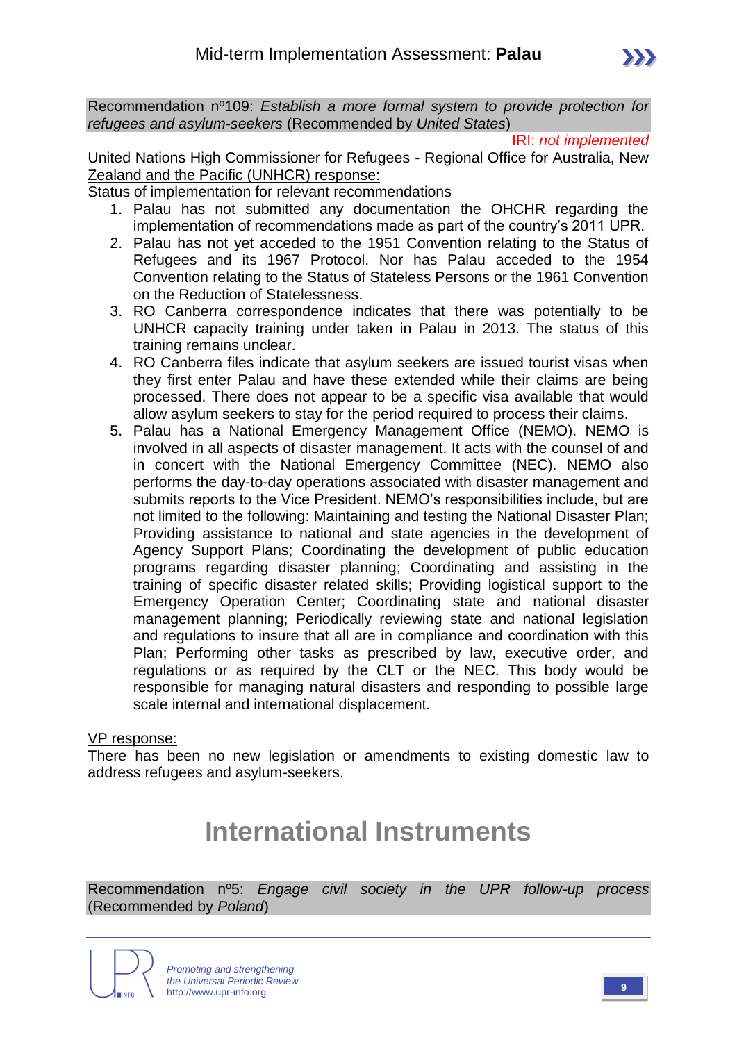Recommendation nº109: *Establish a more formal system to provide protection for refugees and asylum-seekers* (Recommended by *United States*)

IRI: *not implemented*

United Nations High Commissioner for Refugees - Regional Office for Australia, New Zealand and the Pacific (UNHCR) response:

Status of implementation for relevant recommendations

1. Palau has not submitted any documentation the OHCHR regarding the implementation of recommendations made as part of the country's 2011 UPR.
2. Palau has not yet acceded to the 1951 Convention relating to the Status of Refugees and its 1967 Protocol. Nor has Palau acceded to the 1954 Convention relating to the Status of Stateless Persons or the 1961 Convention on the Reduction of Statelessness.
3. RO Canberra correspondence indicates that there was potentially to be UNHCR capacity training under taken in Palau in 2013. The status of this training remains unclear.
4. RO Canberra files indicate that asylum seekers are issued tourist visas when they first enter Palau and have these extended while their claims are being processed. There does not appear to be a specific visa available that would allow asylum seekers to stay for the period required to process their claims.
5. Palau has a National Emergency Management Office (NEMO). NEMO is involved in all aspects of disaster management. It acts with the counsel of and in concert with the National Emergency Committee (NEC). NEMO also performs the day-to-day operations associated with disaster management and submits reports to the Vice President. NEMO's responsibilities include, but are not limited to the following: Maintaining and testing the National Disaster Plan; Providing assistance to national and state agencies in the development of Agency Support Plans; Coordinating the development of public education programs regarding disaster planning; Coordinating and assisting in the training of specific disaster related skills; Providing logistical support to the Emergency Operation Center; Coordinating state and national disaster management planning; Periodically reviewing state and national legislation and regulations to insure that all are in compliance and coordination with this Plan; Performing other tasks as prescribed by law, executive order, and regulations or as required by the CLT or the NEC. This body would be responsible for managing natural disasters and responding to possible large scale internal and international displacement.

VP response:

There has been no new legislation or amendments to existing domestic law to address refugees and asylum-seekers.

# International Instruments

Recommendation nº5: *Engage civil society in the UPR follow-up process* (Recommended by *Poland*)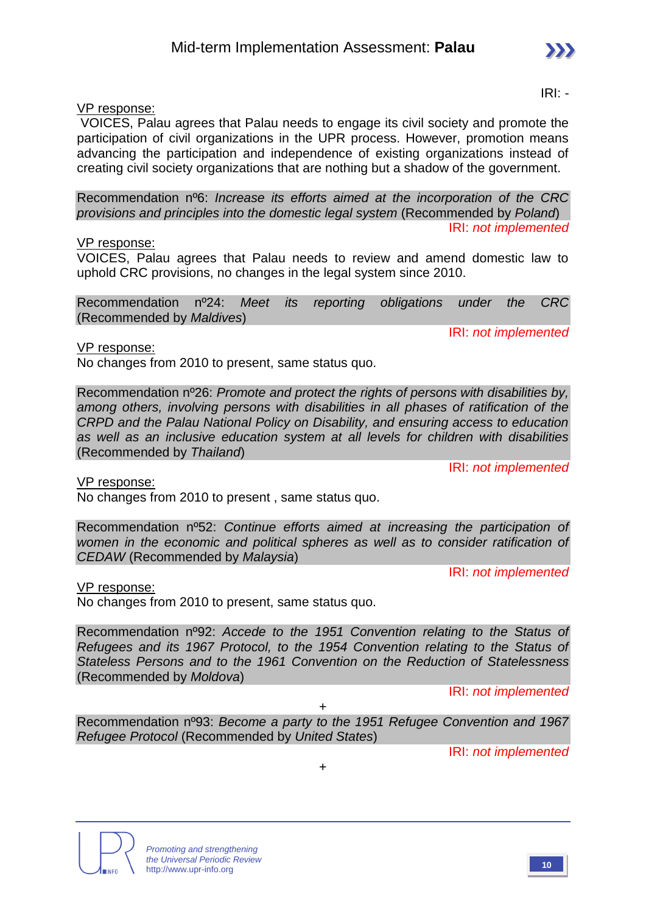IRI: -

VP response:

VOICES, Palau agrees that Palau needs to engage its civil society and promote the participation of civil organizations in the UPR process. However, promotion means advancing the participation and independence of existing organizations instead of creating civil society organizations that are nothing but a shadow of the government.

Recommendation nº6: *Increase its efforts aimed at the incorporation of the CRC provisions and principles into the domestic legal system* (Recommended by *Poland*)

IRI: *not implemented*

VP response:

VOICES, Palau agrees that Palau needs to review and amend domestic law to uphold CRC provisions, no changes in the legal system since 2010.

Recommendation nº24: *Meet its reporting obligations under the CRC* (Recommended by *Maldives*)

IRI: *not implemented*

VP response:

No changes from 2010 to present, same status quo.

Recommendation nº26: *Promote and protect the rights of persons with disabilities by, among others, involving persons with disabilities in all phases of ratification of the CRPD and the Palau National Policy on Disability, and ensuring access to education as well as an inclusive education system at all levels for children with disabilities* (Recommended by *Thailand*)

IRI: *not implemented*

VP response:

No changes from 2010 to present , same status quo.

Recommendation nº52: *Continue efforts aimed at increasing the participation of women in the economic and political spheres as well as to consider ratification of CEDAW* (Recommended by *Malaysia*)

IRI: *not implemented*

VP response:

No changes from 2010 to present, same status quo.

Recommendation nº92: *Accede to the 1951 Convention relating to the Status of Refugees and its 1967 Protocol, to the 1954 Convention relating to the Status of Stateless Persons and to the 1961 Convention on the Reduction of Statelessness* (Recommended by *Moldova*)

IRI: *not implemented*

+

Recommendation nº93: *Become a party to the 1951 Refugee Convention and 1967 Refugee Protocol* (Recommended by *United States*)

IRI: *not implemented*

+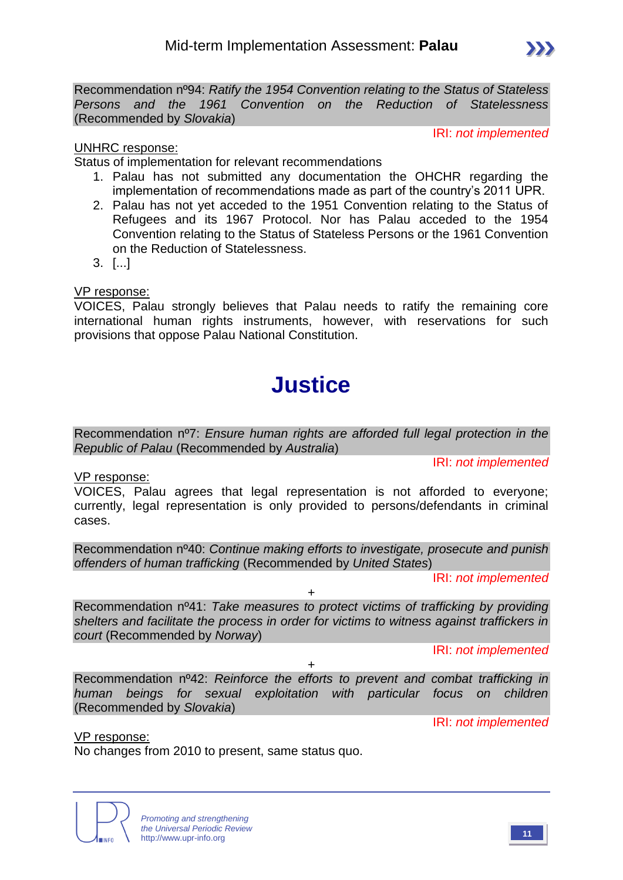Recommendation nº94: *Ratify the 1954 Convention relating to the Status of Stateless Persons and the 1961 Convention on the Reduction of Statelessness* (Recommended by *Slovakia*)

IRI: *not implemented*

UNHRC response:

Status of implementation for relevant recommendations

1. Palau has not submitted any documentation the OHCHR regarding the implementation of recommendations made as part of the country's 2011 UPR.
2. Palau has not yet acceded to the 1951 Convention relating to the Status of Refugees and its 1967 Protocol. Nor has Palau acceded to the 1954 Convention relating to the Status of Stateless Persons or the 1961 Convention on the Reduction of Statelessness.
3. [...]

VP response:

VOICES, Palau strongly believes that Palau needs to ratify the remaining core international human rights instruments, however, with reservations for such provisions that oppose Palau National Constitution.

# Justice

Recommendation nº7: *Ensure human rights are afforded full legal protection in the Republic of Palau* (Recommended by *Australia*)

IRI: *not implemented*

VP response:

VOICES, Palau agrees that legal representation is not afforded to everyone; currently, legal representation is only provided to persons/defendants in criminal cases.

Recommendation nº40: *Continue making efforts to investigate, prosecute and punish offenders of human trafficking* (Recommended by *United States*)

IRI: *not implemented*

+

Recommendation nº41: *Take measures to protect victims of trafficking by providing shelters and facilitate the process in order for victims to witness against traffickers in court* (Recommended by *Norway*)

IRI: *not implemented*

+

Recommendation nº42: *Reinforce the efforts to prevent and combat trafficking in human beings for sexual exploitation with particular focus on children* (Recommended by *Slovakia*)

IRI: *not implemented*

VP response:

No changes from 2010 to present, same status quo.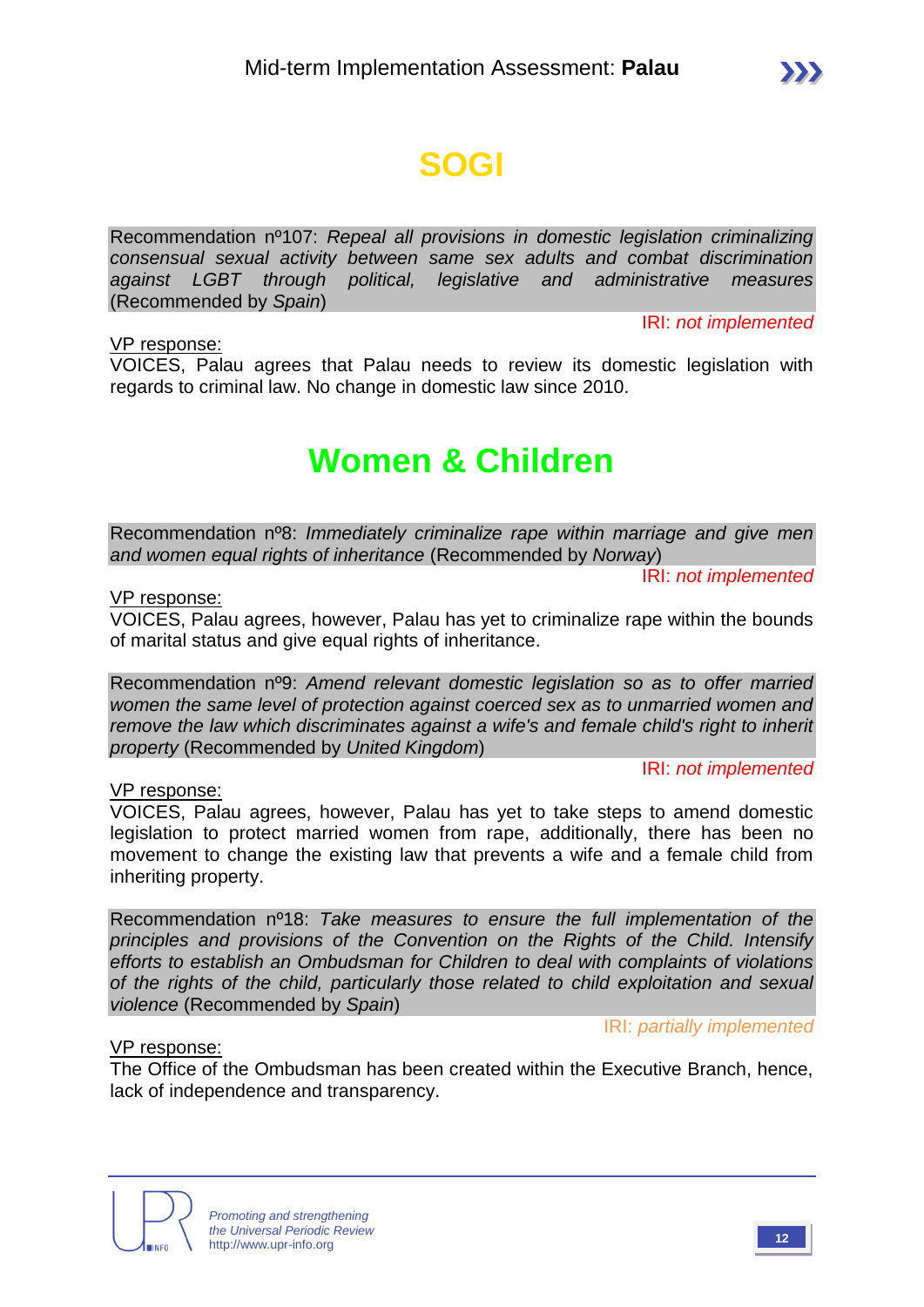# SOGI

Recommendation nº107: *Repeal all provisions in domestic legislation criminalizing consensual sexual activity between same sex adults and combat discrimination against LGBT through political, legislative and administrative measures* (Recommended by *Spain*)

IRI: *not implemented*

VP response:
VOICES, Palau agrees that Palau needs to review its domestic legislation with regards to criminal law. No change in domestic law since 2010.

# Women & Children

Recommendation nº8: *Immediately criminalize rape within marriage and give men and women equal rights of inheritance* (Recommended by *Norway*)

IRI: *not implemented*

VP response:
VOICES, Palau agrees, however, Palau has yet to criminalize rape within the bounds of marital status and give equal rights of inheritance.

Recommendation nº9: *Amend relevant domestic legislation so as to offer married women the same level of protection against coerced sex as to unmarried women and remove the law which discriminates against a wife's and female child's right to inherit property* (Recommended by *United Kingdom*)

IRI: *not implemented*

VP response:
VOICES, Palau agrees, however, Palau has yet to take steps to amend domestic legislation to protect married women from rape, additionally, there has been no movement to change the existing law that prevents a wife and a female child from inheriting property.

Recommendation nº18: *Take measures to ensure the full implementation of the principles and provisions of the Convention on the Rights of the Child. Intensify efforts to establish an Ombudsman for Children to deal with complaints of violations of the rights of the child, particularly those related to child exploitation and sexual violence* (Recommended by *Spain*)

IRI: *partially implemented*

VP response:
The Office of the Ombudsman has been created within the Executive Branch, hence, lack of independence and transparency.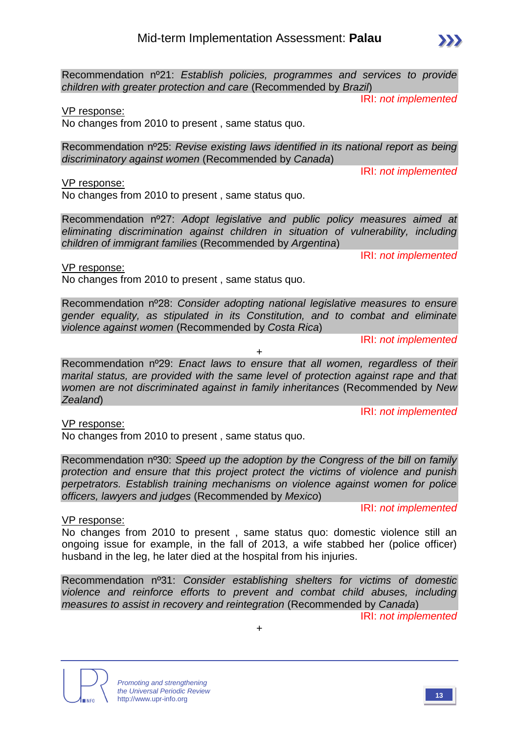Recommendation nº21: *Establish policies, programmes and services to provide children with greater protection and care* (Recommended by *Brazil*)

IRI: *not implemented*

VP response:
No changes from 2010 to present , same status quo.

Recommendation nº25: *Revise existing laws identified in its national report as being discriminatory against women* (Recommended by *Canada*)

IRI: *not implemented*

VP response:
No changes from 2010 to present , same status quo.

Recommendation nº27: *Adopt legislative and public policy measures aimed at eliminating discrimination against children in situation of vulnerability, including children of immigrant families* (Recommended by *Argentina*)

IRI: *not implemented*

VP response:
No changes from 2010 to present , same status quo.

Recommendation nº28: *Consider adopting national legislative measures to ensure gender equality, as stipulated in its Constitution, and to combat and eliminate violence against women* (Recommended by *Costa Rica*)

IRI: *not implemented*

+

Recommendation nº29: *Enact laws to ensure that all women, regardless of their marital status, are provided with the same level of protection against rape and that women are not discriminated against in family inheritances* (Recommended by *New Zealand*)

IRI: *not implemented*

VP response:
No changes from 2010 to present , same status quo.

Recommendation nº30: *Speed up the adoption by the Congress of the bill on family protection and ensure that this project protect the victims of violence and punish perpetrators. Establish training mechanisms on violence against women for police officers, lawyers and judges* (Recommended by *Mexico*)

IRI: *not implemented*

VP response:
No changes from 2010 to present , same status quo: domestic violence still an ongoing issue for example, in the fall of 2013, a wife stabbed her (police officer) husband in the leg, he later died at the hospital from his injuries.

Recommendation nº31: *Consider establishing shelters for victims of domestic violence and reinforce efforts to prevent and combat child abuses, including measures to assist in recovery and reintegration* (Recommended by *Canada*)

IRI: *not implemented*

+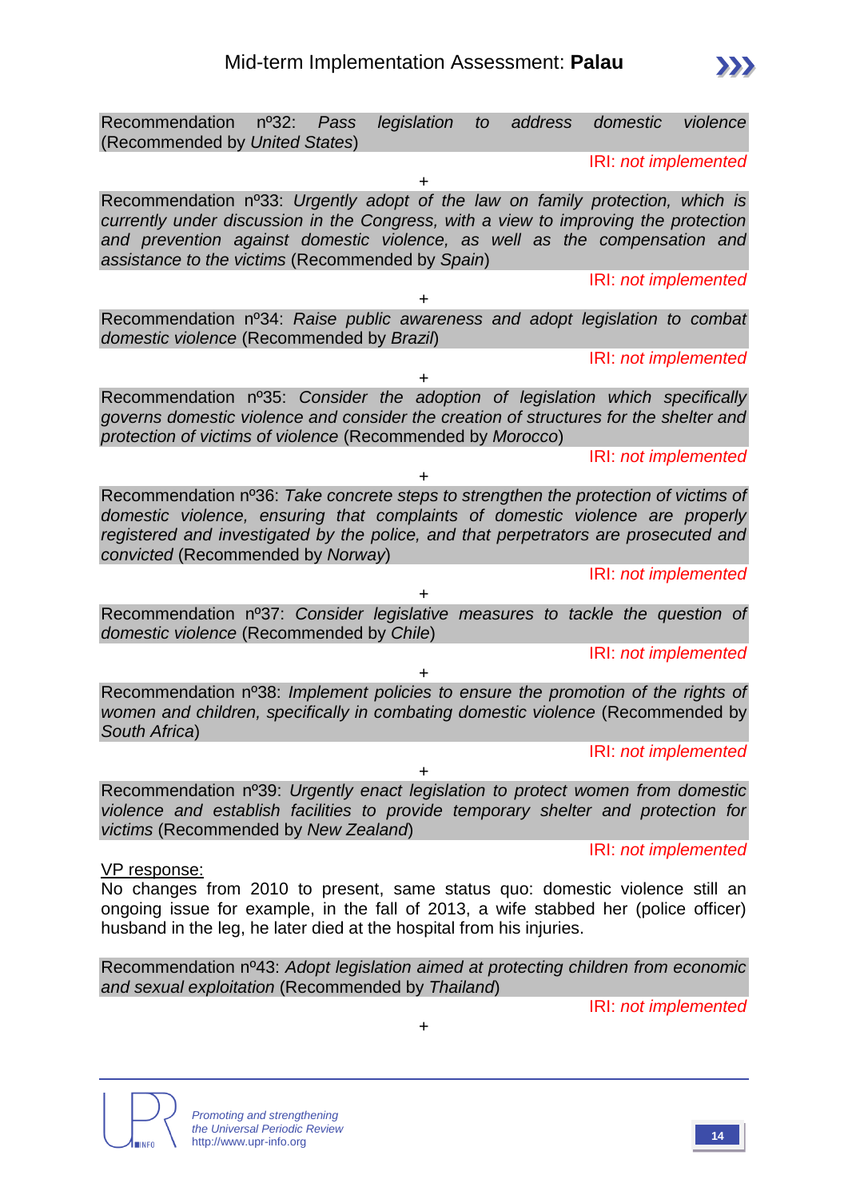Recommendation nº32: *Pass legislation to address domestic violence* (Recommended by *United States*)

IRI: *not implemented*

+

Recommendation nº33: *Urgently adopt of the law on family protection, which is currently under discussion in the Congress, with a view to improving the protection and prevention against domestic violence, as well as the compensation and assistance to the victims* (Recommended by *Spain*)

IRI: *not implemented*

+

Recommendation nº34: *Raise public awareness and adopt legislation to combat domestic violence* (Recommended by *Brazil*)

IRI: *not implemented*

+

Recommendation nº35: *Consider the adoption of legislation which specifically governs domestic violence and consider the creation of structures for the shelter and protection of victims of violence* (Recommended by *Morocco*)

IRI: *not implemented*

+

Recommendation nº36: *Take concrete steps to strengthen the protection of victims of domestic violence, ensuring that complaints of domestic violence are properly registered and investigated by the police, and that perpetrators are prosecuted and convicted* (Recommended by *Norway*)

IRI: *not implemented*

+

Recommendation nº37: *Consider legislative measures to tackle the question of domestic violence* (Recommended by *Chile*)

IRI: *not implemented*

+

Recommendation nº38: *Implement policies to ensure the promotion of the rights of women and children, specifically in combating domestic violence* (Recommended by *South Africa*)

IRI: *not implemented*

+

Recommendation nº39: *Urgently enact legislation to protect women from domestic violence and establish facilities to provide temporary shelter and protection for victims* (Recommended by *New Zealand*)

IRI: *not implemented*

VP response:

No changes from 2010 to present, same status quo: domestic violence still an ongoing issue for example, in the fall of 2013, a wife stabbed her (police officer) husband in the leg, he later died at the hospital from his injuries.

Recommendation nº43: *Adopt legislation aimed at protecting children from economic and sexual exploitation* (Recommended by *Thailand*)

IRI: *not implemented*

+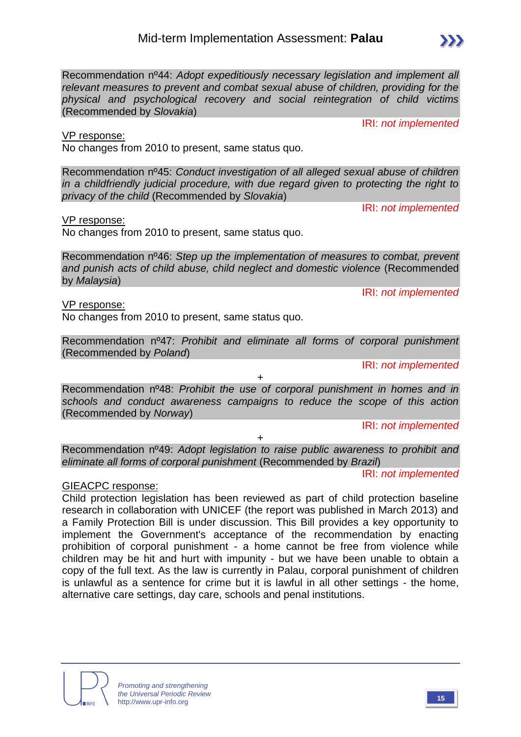Recommendation nº44: *Adopt expeditiously necessary legislation and implement all relevant measures to prevent and combat sexual abuse of children, providing for the physical and psychological recovery and social reintegration of child victims* (Recommended by *Slovakia*)

IRI: *not implemented*

VP response:

No changes from 2010 to present, same status quo.

Recommendation nº45: *Conduct investigation of all alleged sexual abuse of children in a childfriendly judicial procedure, with due regard given to protecting the right to privacy of the child* (Recommended by *Slovakia*)

IRI: *not implemented*

VP response:

No changes from 2010 to present, same status quo.

Recommendation nº46: *Step up the implementation of measures to combat, prevent and punish acts of child abuse, child neglect and domestic violence* (Recommended by *Malaysia*)

IRI: *not implemented*

VP response:

No changes from 2010 to present, same status quo.

Recommendation nº47: *Prohibit and eliminate all forms of corporal punishment* (Recommended by *Poland*)

IRI: *not implemented*

+

Recommendation nº48: *Prohibit the use of corporal punishment in homes and in schools and conduct awareness campaigns to reduce the scope of this action* (Recommended by *Norway*)

IRI: *not implemented*

+

Recommendation nº49: *Adopt legislation to raise public awareness to prohibit and eliminate all forms of corporal punishment* (Recommended by *Brazil*)

IRI: *not implemented*

GIEACPC response:

Child protection legislation has been reviewed as part of child protection baseline research in collaboration with UNICEF (the report was published in March 2013) and a Family Protection Bill is under discussion. This Bill provides a key opportunity to implement the Government's acceptance of the recommendation by enacting prohibition of corporal punishment - a home cannot be free from violence while children may be hit and hurt with impunity - but we have been unable to obtain a copy of the full text. As the law is currently in Palau, corporal punishment of children is unlawful as a sentence for crime but it is lawful in all other settings - the home, alternative care settings, day care, schools and penal institutions.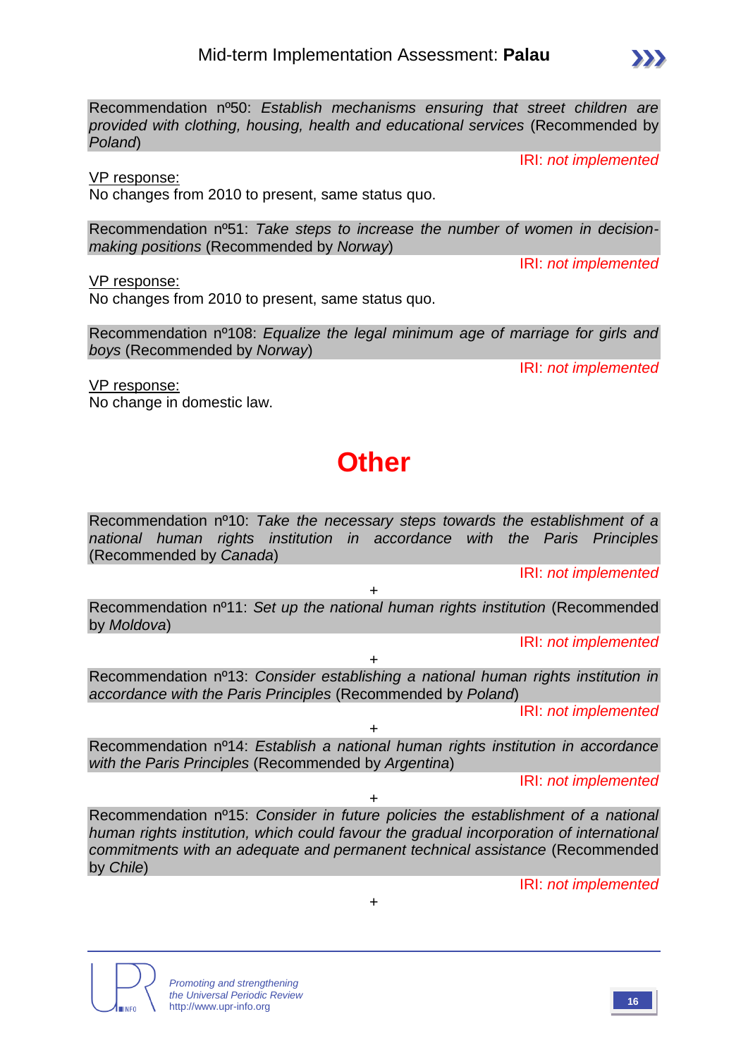Recommendation nº50: *Establish mechanisms ensuring that street children are provided with clothing, housing, health and educational services* (Recommended by *Poland*)

IRI: *not implemented*

VP response:
No changes from 2010 to present, same status quo.

Recommendation nº51: *Take steps to increase the number of women in decision-making positions* (Recommended by *Norway*)

IRI: *not implemented*

VP response:
No changes from 2010 to present, same status quo.

Recommendation nº108: *Equalize the legal minimum age of marriage for girls and boys* (Recommended by *Norway*)

IRI: *not implemented*

VP response:
No change in domestic law.

# Other

Recommendation nº10: *Take the necessary steps towards the establishment of a national human rights institution in accordance with the Paris Principles* (Recommended by *Canada*)

IRI: *not implemented*

+

Recommendation nº11: *Set up the national human rights institution* (Recommended by *Moldova*)

IRI: *not implemented*

+

Recommendation nº13: *Consider establishing a national human rights institution in accordance with the Paris Principles* (Recommended by *Poland*)

IRI: *not implemented*

+

Recommendation nº14: *Establish a national human rights institution in accordance with the Paris Principles* (Recommended by *Argentina*)

IRI: *not implemented*

+

Recommendation nº15: *Consider in future policies the establishment of a national human rights institution, which could favour the gradual incorporation of international commitments with an adequate and permanent technical assistance* (Recommended by *Chile*)

IRI: *not implemented*

+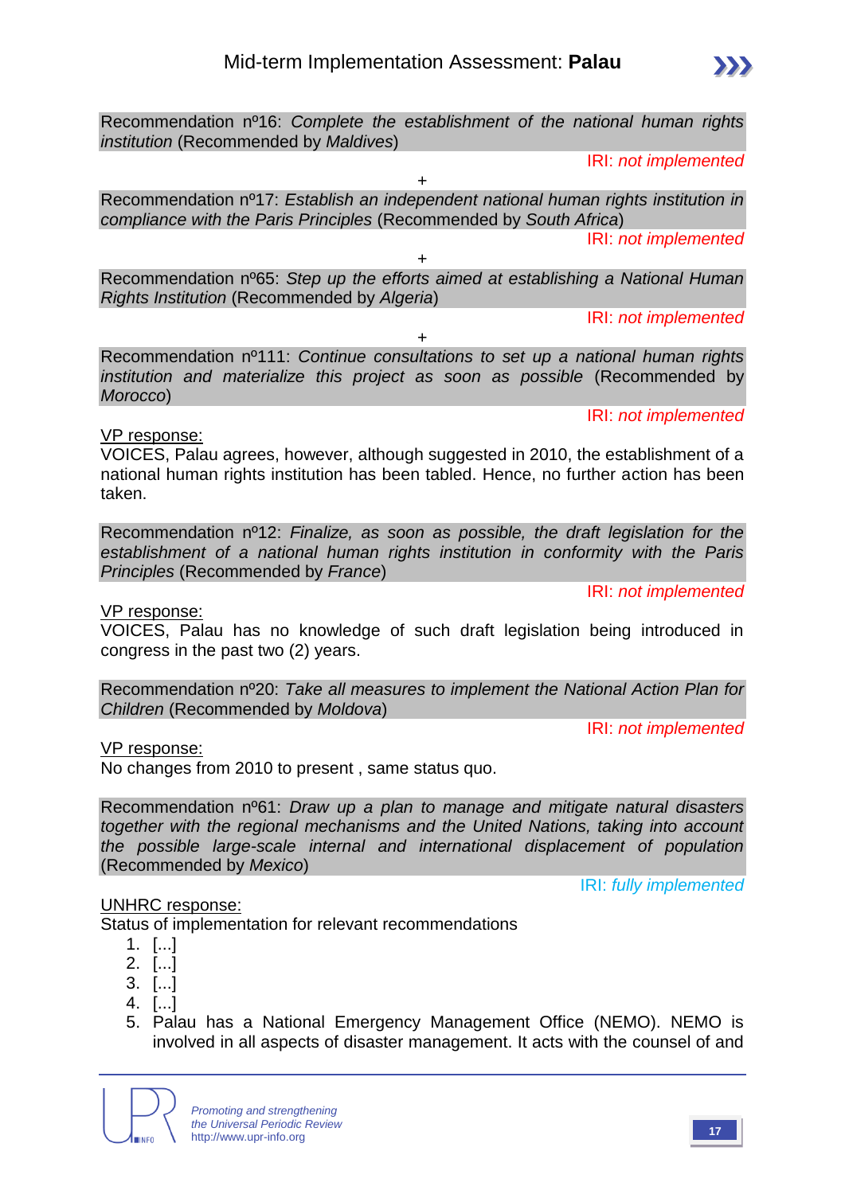Recommendation nº16: *Complete the establishment of the national human rights institution* (Recommended by *Maldives*)

IRI: *not implemented*

+

Recommendation nº17: *Establish an independent national human rights institution in compliance with the Paris Principles* (Recommended by *South Africa*)

IRI: *not implemented*

+

Recommendation nº65: *Step up the efforts aimed at establishing a National Human Rights Institution* (Recommended by *Algeria*)

IRI: *not implemented*

+

Recommendation nº111: *Continue consultations to set up a national human rights institution and materialize this project as soon as possible* (Recommended by *Morocco*)

IRI: *not implemented*

VP response:

VOICES, Palau agrees, however, although suggested in 2010, the establishment of a national human rights institution has been tabled. Hence, no further action has been taken.

Recommendation nº12: *Finalize, as soon as possible, the draft legislation for the establishment of a national human rights institution in conformity with the Paris Principles* (Recommended by *France*)

IRI: *not implemented*

VP response:

VOICES, Palau has no knowledge of such draft legislation being introduced in congress in the past two (2) years.

Recommendation nº20: *Take all measures to implement the National Action Plan for Children* (Recommended by *Moldova*)

IRI: *not implemented*

VP response:

No changes from 2010 to present , same status quo.

Recommendation nº61: *Draw up a plan to manage and mitigate natural disasters together with the regional mechanisms and the United Nations, taking into account the possible large-scale internal and international displacement of population* (Recommended by *Mexico*)

IRI: *fully implemented*

UNHRC response:

Status of implementation for relevant recommendations

1. [...]
2. [...]
3. [...]
4. [...]
5. Palau has a National Emergency Management Office (NEMO). NEMO is involved in all aspects of disaster management. It acts with the counsel of and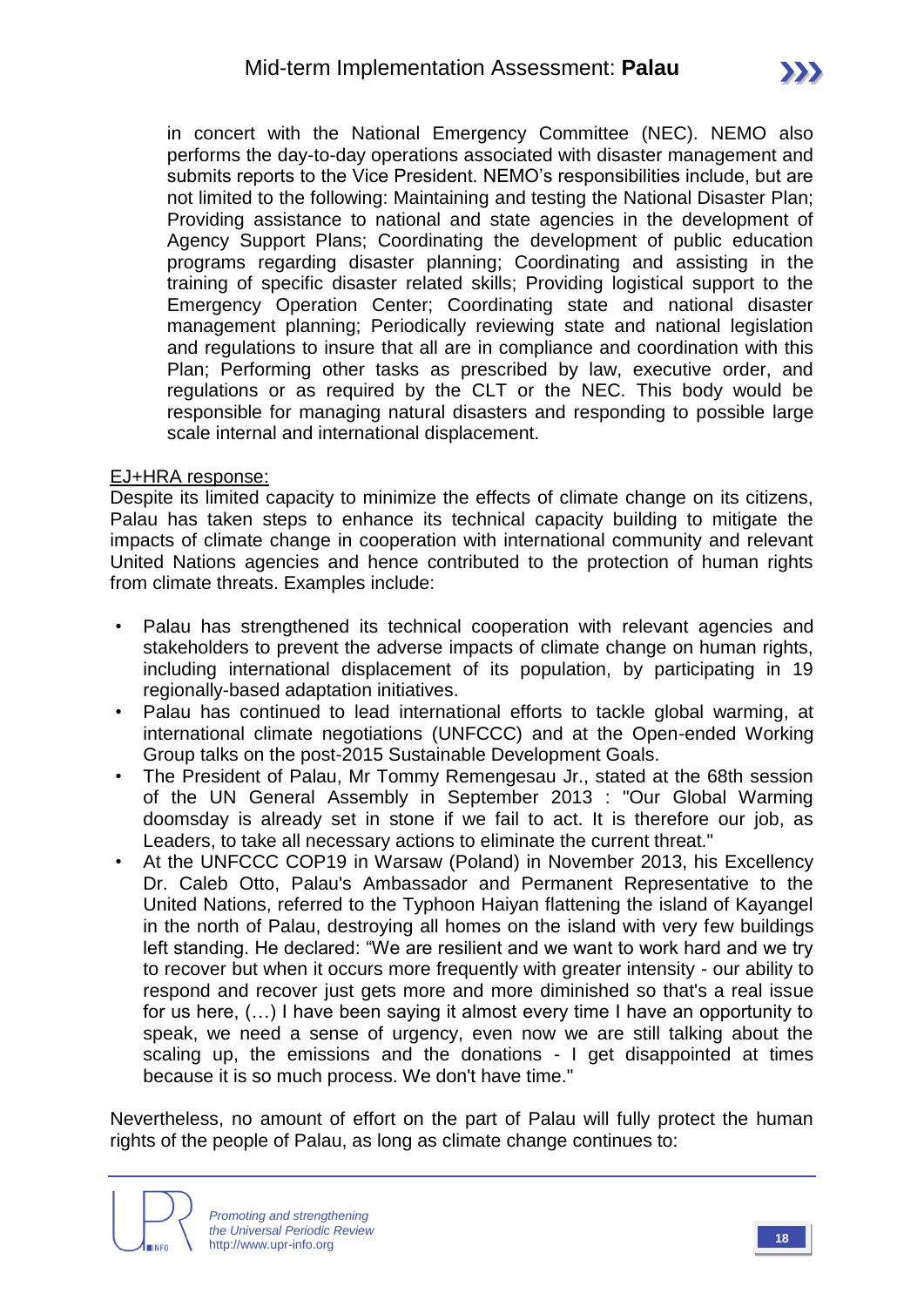in concert with the National Emergency Committee (NEC). NEMO also performs the day-to-day operations associated with disaster management and submits reports to the Vice President. NEMO's responsibilities include, but are not limited to the following: Maintaining and testing the National Disaster Plan; Providing assistance to national and state agencies in the development of Agency Support Plans; Coordinating the development of public education programs regarding disaster planning; Coordinating and assisting in the training of specific disaster related skills; Providing logistical support to the Emergency Operation Center; Coordinating state and national disaster management planning; Periodically reviewing state and national legislation and regulations to insure that all are in compliance and coordination with this Plan; Performing other tasks as prescribed by law, executive order, and regulations or as required by the CLT or the NEC. This body would be responsible for managing natural disasters and responding to possible large scale internal and international displacement.

<u>EJ+HRA response:</u>

Despite its limited capacity to minimize the effects of climate change on its citizens, Palau has taken steps to enhance its technical capacity building to mitigate the impacts of climate change in cooperation with international community and relevant United Nations agencies and hence contributed to the protection of human rights from climate threats. Examples include:

- Palau has strengthened its technical cooperation with relevant agencies and stakeholders to prevent the adverse impacts of climate change on human rights, including international displacement of its population, by participating in 19 regionally-based adaptation initiatives.
- Palau has continued to lead international efforts to tackle global warming, at international climate negotiations (UNFCCC) and at the Open-ended Working Group talks on the post-2015 Sustainable Development Goals.
- The President of Palau, Mr Tommy Remengesau Jr., stated at the 68th session of the UN General Assembly in September 2013 : "Our Global Warming doomsday is already set in stone if we fail to act. It is therefore our job, as Leaders, to take all necessary actions to eliminate the current threat."
- At the UNFCCC COP19 in Warsaw (Poland) in November 2013, his Excellency Dr. Caleb Otto, Palau's Ambassador and Permanent Representative to the United Nations, referred to the Typhoon Haiyan flattening the island of Kayangel in the north of Palau, destroying all homes on the island with very few buildings left standing. He declared: "We are resilient and we want to work hard and we try to recover but when it occurs more frequently with greater intensity - our ability to respond and recover just gets more and more diminished so that's a real issue for us here, (…) I have been saying it almost every time I have an opportunity to speak, we need a sense of urgency, even now we are still talking about the scaling up, the emissions and the donations - I get disappointed at times because it is so much process. We don't have time."

Nevertheless, no amount of effort on the part of Palau will fully protect the human rights of the people of Palau, as long as climate change continues to: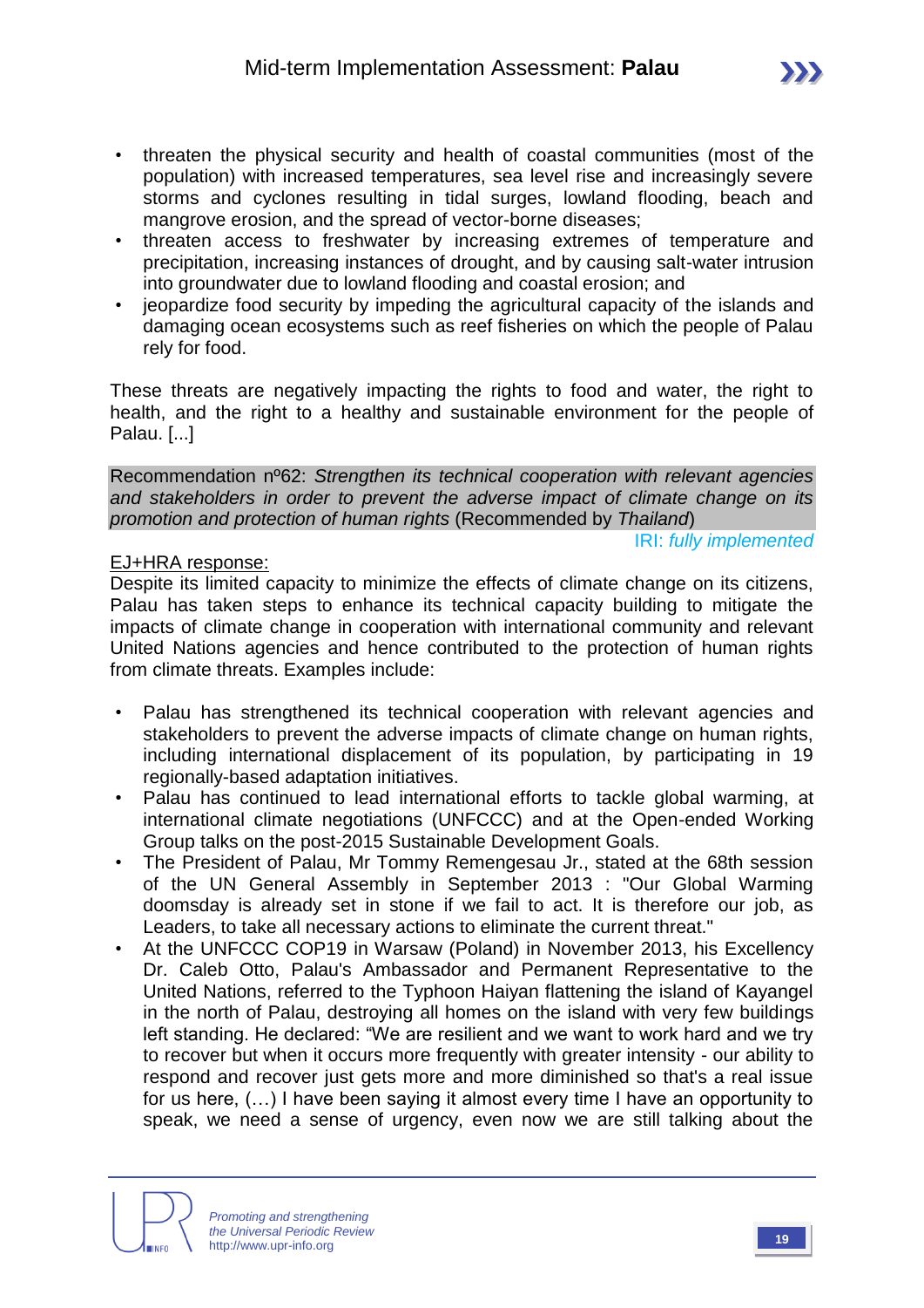- threaten the physical security and health of coastal communities (most of the population) with increased temperatures, sea level rise and increasingly severe storms and cyclones resulting in tidal surges, lowland flooding, beach and mangrove erosion, and the spread of vector-borne diseases;
- threaten access to freshwater by increasing extremes of temperature and precipitation, increasing instances of drought, and by causing salt-water intrusion into groundwater due to lowland flooding and coastal erosion; and
- jeopardize food security by impeding the agricultural capacity of the islands and damaging ocean ecosystems such as reef fisheries on which the people of Palau rely for food.

These threats are negatively impacting the rights to food and water, the right to health, and the right to a healthy and sustainable environment for the people of Palau. [...]

Recommendation nº62: *Strengthen its technical cooperation with relevant agencies and stakeholders in order to prevent the adverse impact of climate change on its promotion and protection of human rights* (Recommended by *Thailand*)

IRI: *fully implemented*

EJ+HRA response:

Despite its limited capacity to minimize the effects of climate change on its citizens, Palau has taken steps to enhance its technical capacity building to mitigate the impacts of climate change in cooperation with international community and relevant United Nations agencies and hence contributed to the protection of human rights from climate threats. Examples include:

- Palau has strengthened its technical cooperation with relevant agencies and stakeholders to prevent the adverse impacts of climate change on human rights, including international displacement of its population, by participating in 19 regionally-based adaptation initiatives.
- Palau has continued to lead international efforts to tackle global warming, at international climate negotiations (UNFCCC) and at the Open-ended Working Group talks on the post-2015 Sustainable Development Goals.
- The President of Palau, Mr Tommy Remengesau Jr., stated at the 68th session of the UN General Assembly in September 2013 : "Our Global Warming doomsday is already set in stone if we fail to act. It is therefore our job, as Leaders, to take all necessary actions to eliminate the current threat."
- At the UNFCCC COP19 in Warsaw (Poland) in November 2013, his Excellency Dr. Caleb Otto, Palau's Ambassador and Permanent Representative to the United Nations, referred to the Typhoon Haiyan flattening the island of Kayangel in the north of Palau, destroying all homes on the island with very few buildings left standing. He declared: "We are resilient and we want to work hard and we try to recover but when it occurs more frequently with greater intensity - our ability to respond and recover just gets more and more diminished so that's a real issue for us here, (…) I have been saying it almost every time I have an opportunity to speak, we need a sense of urgency, even now we are still talking about the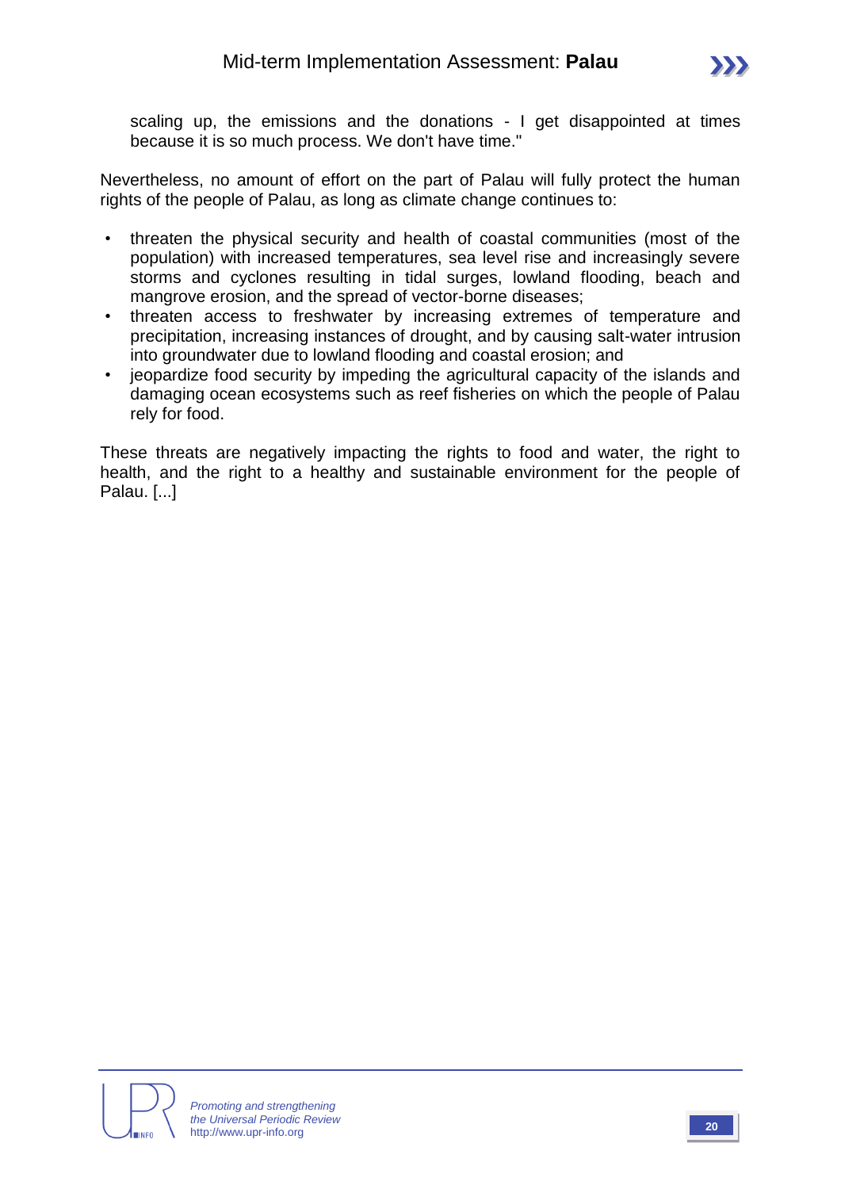scaling up, the emissions and the donations - I get disappointed at times because it is so much process. We don't have time."

Nevertheless, no amount of effort on the part of Palau will fully protect the human rights of the people of Palau, as long as climate change continues to:

- threaten the physical security and health of coastal communities (most of the population) with increased temperatures, sea level rise and increasingly severe storms and cyclones resulting in tidal surges, lowland flooding, beach and mangrove erosion, and the spread of vector-borne diseases;
- threaten access to freshwater by increasing extremes of temperature and precipitation, increasing instances of drought, and by causing salt-water intrusion into groundwater due to lowland flooding and coastal erosion; and
- jeopardize food security by impeding the agricultural capacity of the islands and damaging ocean ecosystems such as reef fisheries on which the people of Palau rely for food.

These threats are negatively impacting the rights to food and water, the right to health, and the right to a healthy and sustainable environment for the people of Palau. [...]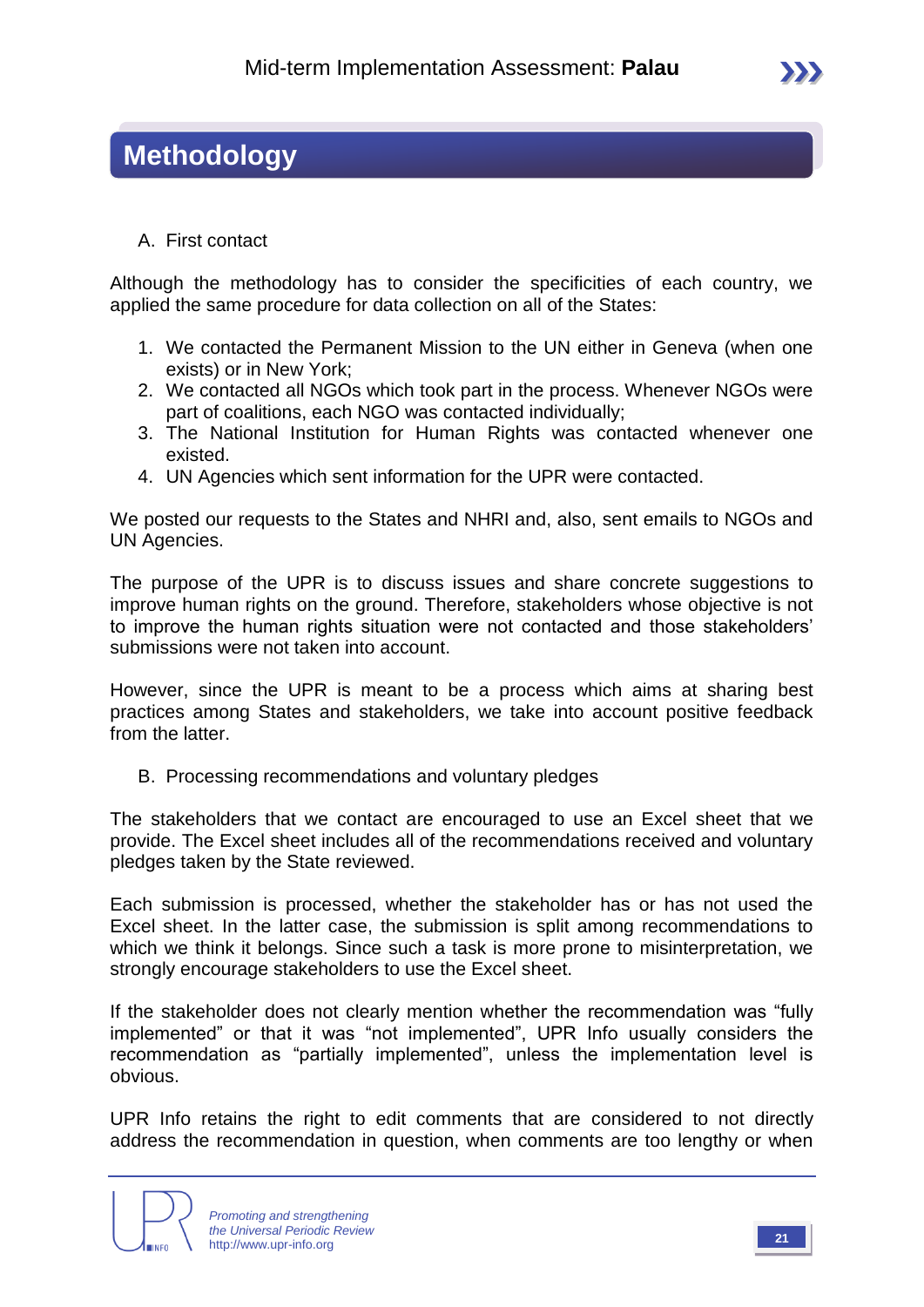# Methodology

A. First contact

Although the methodology has to consider the specificities of each country, we applied the same procedure for data collection on all of the States:

1. We contacted the Permanent Mission to the UN either in Geneva (when one exists) or in New York;
2. We contacted all NGOs which took part in the process. Whenever NGOs were part of coalitions, each NGO was contacted individually;
3. The National Institution for Human Rights was contacted whenever one existed.
4. UN Agencies which sent information for the UPR were contacted.

We posted our requests to the States and NHRI and, also, sent emails to NGOs and UN Agencies.

The purpose of the UPR is to discuss issues and share concrete suggestions to improve human rights on the ground. Therefore, stakeholders whose objective is not to improve the human rights situation were not contacted and those stakeholders' submissions were not taken into account.

However, since the UPR is meant to be a process which aims at sharing best practices among States and stakeholders, we take into account positive feedback from the latter.

B. Processing recommendations and voluntary pledges

The stakeholders that we contact are encouraged to use an Excel sheet that we provide. The Excel sheet includes all of the recommendations received and voluntary pledges taken by the State reviewed.

Each submission is processed, whether the stakeholder has or has not used the Excel sheet. In the latter case, the submission is split among recommendations to which we think it belongs. Since such a task is more prone to misinterpretation, we strongly encourage stakeholders to use the Excel sheet.

If the stakeholder does not clearly mention whether the recommendation was "fully implemented" or that it was "not implemented", UPR Info usually considers the recommendation as "partially implemented", unless the implementation level is obvious.

UPR Info retains the right to edit comments that are considered to not directly address the recommendation in question, when comments are too lengthy or when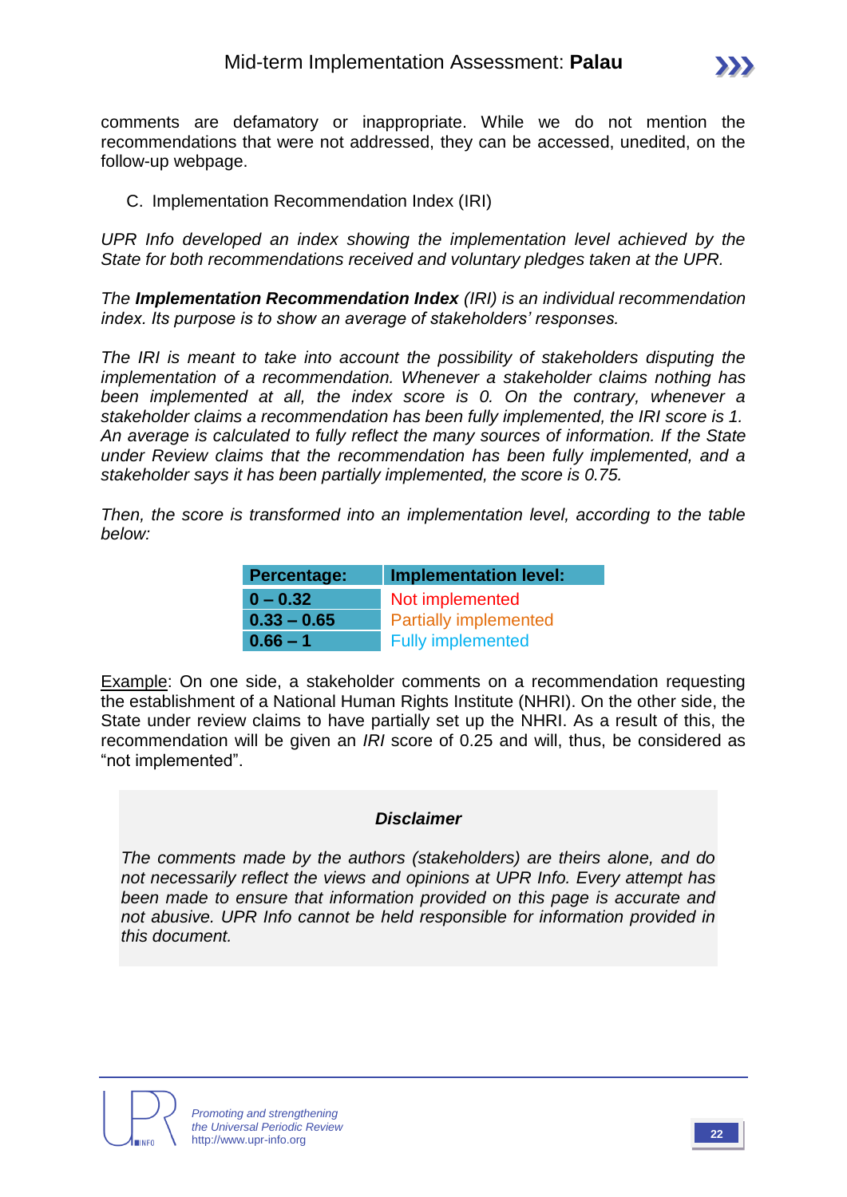comments are defamatory or inappropriate. While we do not mention the recommendations that were not addressed, they can be accessed, unedited, on the follow-up webpage.

C. Implementation Recommendation Index (IRI)

*UPR Info developed an index showing the implementation level achieved by the State for both recommendations received and voluntary pledges taken at the UPR.*

*The **Implementation Recommendation Index** (IRI) is an individual recommendation index. Its purpose is to show an average of stakeholders' responses.*

*The IRI is meant to take into account the possibility of stakeholders disputing the implementation of a recommendation. Whenever a stakeholder claims nothing has been implemented at all, the index score is 0. On the contrary, whenever a stakeholder claims a recommendation has been fully implemented, the IRI score is 1. An average is calculated to fully reflect the many sources of information. If the State under Review claims that the recommendation has been fully implemented, and a stakeholder says it has been partially implemented, the score is 0.75.*

*Then, the score is transformed into an implementation level, according to the table below:*

| Percentage: | Implementation level: |
|---|---|
| **0 – 0.32** | Not implemented |
| **0.33 – 0.65** | Partially implemented |
| **0.66 – 1** | Fully implemented |

Example: On one side, a stakeholder comments on a recommendation requesting the establishment of a National Human Rights Institute (NHRI). On the other side, the State under review claims to have partially set up the NHRI. As a result of this, the recommendation will be given an *IRI* score of 0.25 and will, thus, be considered as "not implemented".

***Disclaimer***

*The comments made by the authors (stakeholders) are theirs alone, and do not necessarily reflect the views and opinions at UPR Info. Every attempt has been made to ensure that information provided on this page is accurate and not abusive. UPR Info cannot be held responsible for information provided in this document.*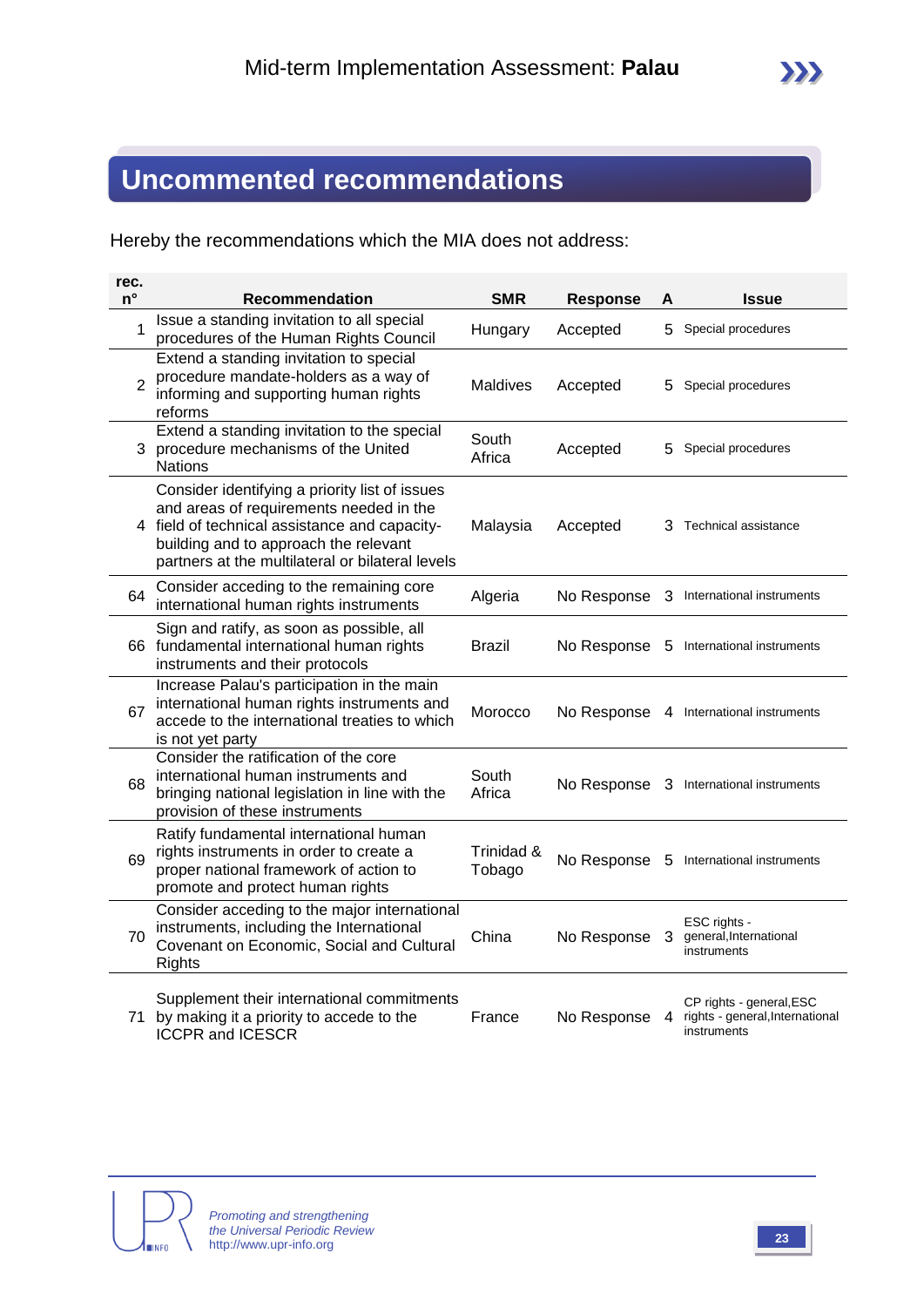## Uncommented recommendations

Hereby the recommendations which the MIA does not address:

| rec. n° | Recommendation | SMR | Response | A | Issue |
|---|---|---|---|---|---|
| 1 | Issue a standing invitation to all special procedures of the Human Rights Council | Hungary | Accepted | 5 | Special procedures |
| 2 | Extend a standing invitation to special procedure mandate-holders as a way of informing and supporting human rights reforms | Maldives | Accepted | 5 | Special procedures |
| 3 | Extend a standing invitation to the special procedure mechanisms of the United Nations | South Africa | Accepted | 5 | Special procedures |
| 4 | Consider identifying a priority list of issues and areas of requirements needed in the field of technical assistance and capacity-building and to approach the relevant partners at the multilateral or bilateral levels | Malaysia | Accepted | 3 | Technical assistance |
| 64 | Consider acceding to the remaining core international human rights instruments | Algeria | No Response | 3 | International instruments |
| 66 | Sign and ratify, as soon as possible, all fundamental international human rights instruments and their protocols | Brazil | No Response | 5 | International instruments |
| 67 | Increase Palau's participation in the main international human rights instruments and accede to the international treaties to which is not yet party | Morocco | No Response | 4 | International instruments |
| 68 | Consider the ratification of the core international human instruments and bringing national legislation in line with the provision of these instruments | South Africa | No Response | 3 | International instruments |
| 69 | Ratify fundamental international human rights instruments in order to create a proper national framework of action to promote and protect human rights | Trinidad & Tobago | No Response | 5 | International instruments |
| 70 | Consider acceding to the major international instruments, including the International Covenant on Economic, Social and Cultural Rights | China | No Response | 3 | ESC rights - general,International instruments |
| 71 | Supplement their international commitments by making it a priority to accede to the ICCPR and ICESCR | France | No Response | 4 | CP rights - general,ESC rights - general,International instruments |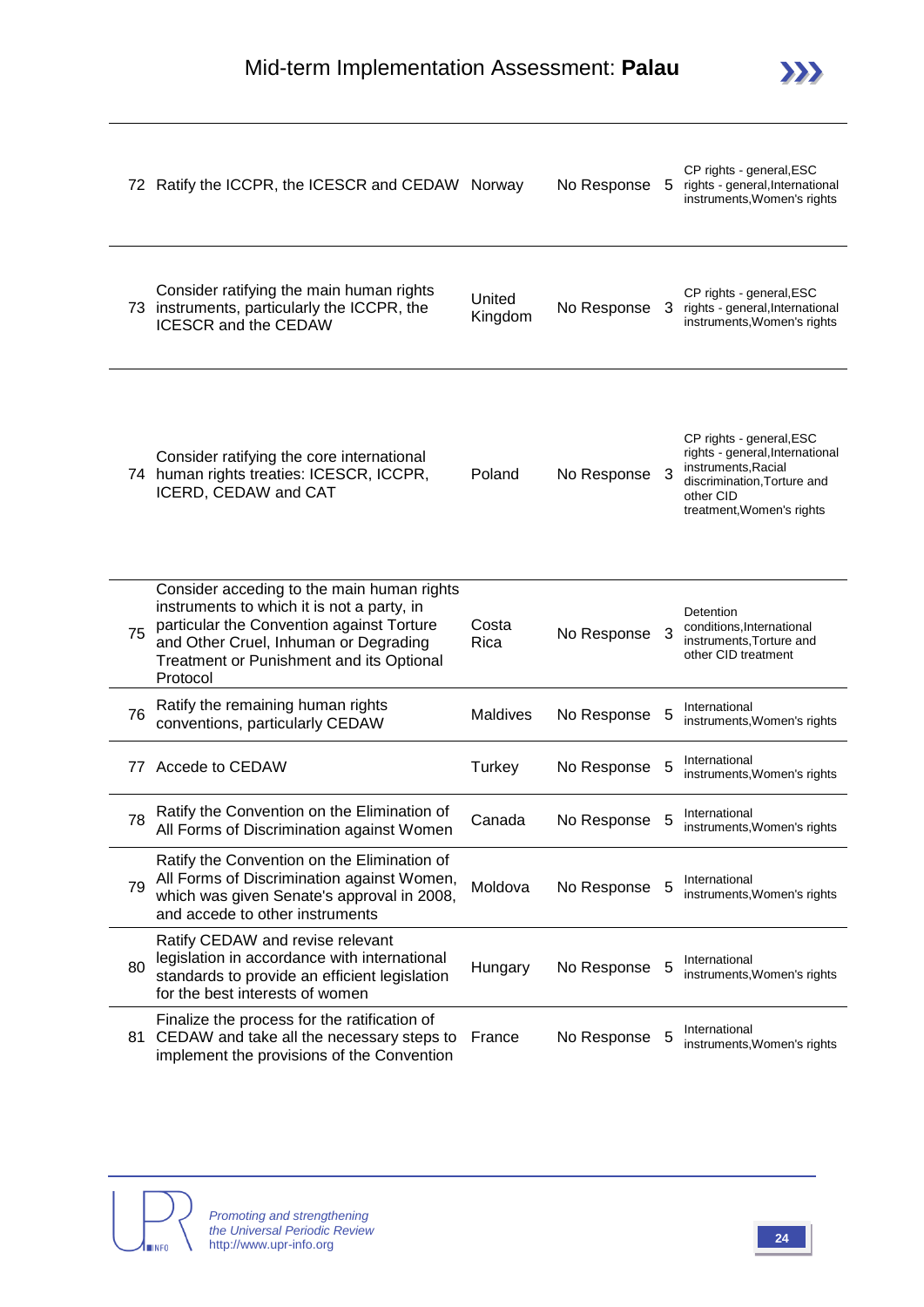| | | | | | |
|---|---|---|---|---|---|
| 72 | Ratify the ICCPR, the ICESCR and CEDAW | Norway | No Response | 5 | CP rights - general,ESC rights - general,International instruments,Women's rights |
| 73 | Consider ratifying the main human rights instruments, particularly the ICCPR, the ICESCR and the CEDAW | United Kingdom | No Response | 3 | CP rights - general,ESC rights - general,International instruments,Women's rights |
| 74 | Consider ratifying the core international human rights treaties: ICESCR, ICCPR, ICERD, CEDAW and CAT | Poland | No Response | 3 | CP rights - general,ESC rights - general,International instruments,Racial discrimination,Torture and other CID treatment,Women's rights |
| 75 | Consider acceding to the main human rights instruments to which it is not a party, in particular the Convention against Torture and Other Cruel, Inhuman or Degrading Treatment or Punishment and its Optional Protocol | Costa Rica | No Response | 3 | Detention conditions,International instruments,Torture and other CID treatment |
| 76 | Ratify the remaining human rights conventions, particularly CEDAW | Maldives | No Response | 5 | International instruments,Women's rights |
| 77 | Accede to CEDAW | Turkey | No Response | 5 | International instruments,Women's rights |
| 78 | Ratify the Convention on the Elimination of All Forms of Discrimination against Women | Canada | No Response | 5 | International instruments,Women's rights |
| 79 | Ratify the Convention on the Elimination of All Forms of Discrimination against Women, which was given Senate's approval in 2008, and accede to other instruments | Moldova | No Response | 5 | International instruments,Women's rights |
| 80 | Ratify CEDAW and revise relevant legislation in accordance with international standards to provide an efficient legislation for the best interests of women | Hungary | No Response | 5 | International instruments,Women's rights |
| 81 | Finalize the process for the ratification of CEDAW and take all the necessary steps to implement the provisions of the Convention | France | No Response | 5 | International instruments,Women's rights |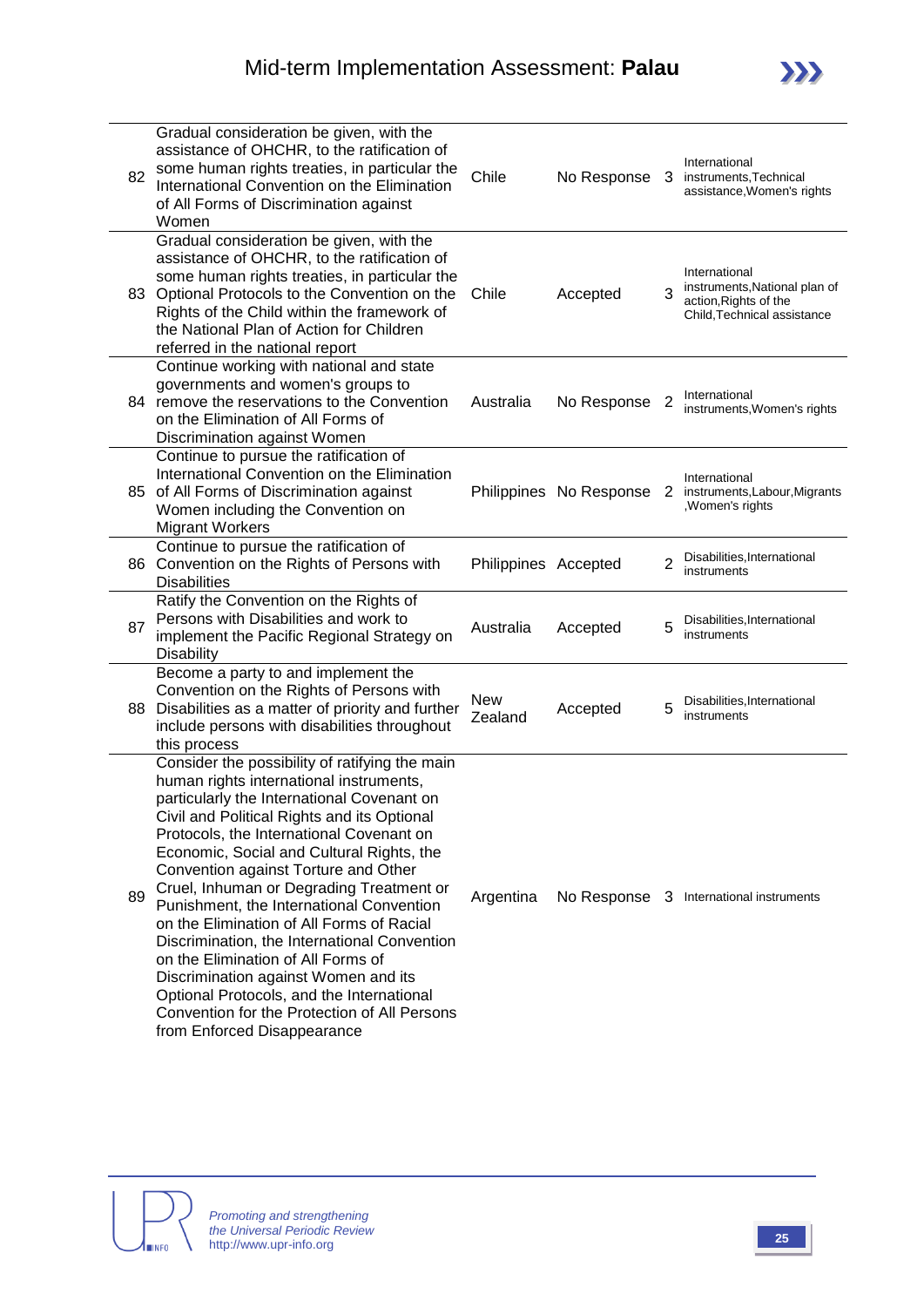| | | | | | |
|---|---|---|---|---|---|
| 82 | Gradual consideration be given, with the assistance of OHCHR, to the ratification of some human rights treaties, in particular the International Convention on the Elimination of All Forms of Discrimination against Women | Chile | No Response | 3 | International instruments,Technical assistance,Women's rights |
| 83 | Gradual consideration be given, with the assistance of OHCHR, to the ratification of some human rights treaties, in particular the Optional Protocols to the Convention on the Rights of the Child within the framework of the National Plan of Action for Children referred in the national report | Chile | Accepted | 3 | International instruments,National plan of action,Rights of the Child,Technical assistance |
| 84 | Continue working with national and state governments and women's groups to remove the reservations to the Convention on the Elimination of All Forms of Discrimination against Women | Australia | No Response | 2 | International instruments,Women's rights |
| 85 | Continue to pursue the ratification of International Convention on the Elimination of All Forms of Discrimination against Women including the Convention on Migrant Workers | Philippines | No Response | 2 | International instruments,Labour,Migrants ,Women's rights |
| 86 | Continue to pursue the ratification of Convention on the Rights of Persons with Disabilities | Philippines | Accepted | 2 | Disabilities,International instruments |
| 87 | Ratify the Convention on the Rights of Persons with Disabilities and work to implement the Pacific Regional Strategy on Disability | Australia | Accepted | 5 | Disabilities,International instruments |
| 88 | Become a party to and implement the Convention on the Rights of Persons with Disabilities as a matter of priority and further include persons with disabilities throughout this process | New Zealand | Accepted | 5 | Disabilities,International instruments |
| 89 | Consider the possibility of ratifying the main human rights international instruments, particularly the International Covenant on Civil and Political Rights and its Optional Protocols, the International Covenant on Economic, Social and Cultural Rights, the Convention against Torture and Other Cruel, Inhuman or Degrading Treatment or Punishment, the International Convention on the Elimination of All Forms of Racial Discrimination, the International Convention on the Elimination of All Forms of Discrimination against Women and its Optional Protocols, and the International Convention for the Protection of All Persons from Enforced Disappearance | Argentina | No Response | 3 | International instruments |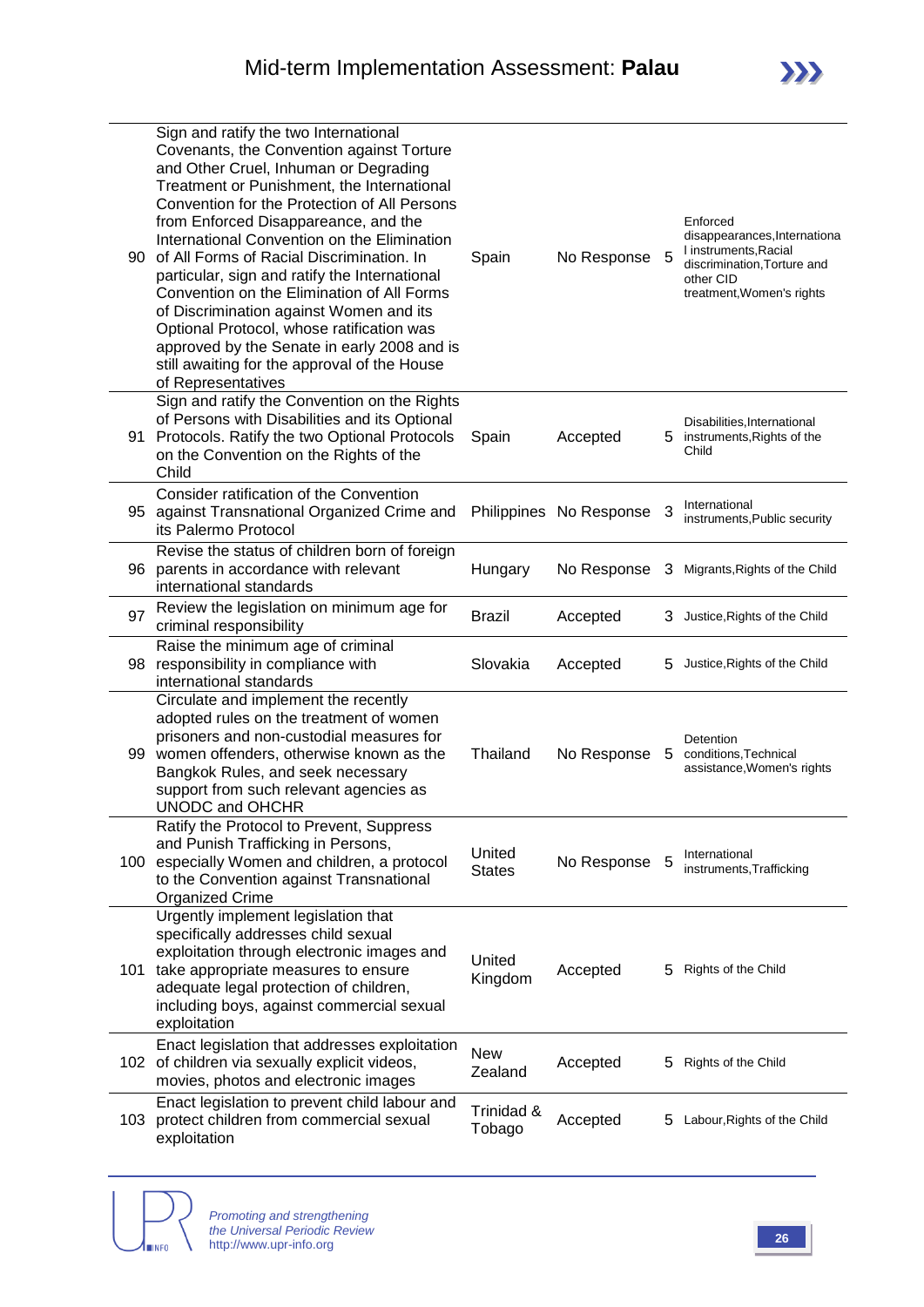| | | | | | |
|---|---|---|---|---|---|
| 90 | Sign and ratify the two International Covenants, the Convention against Torture and Other Cruel, Inhuman or Degrading Treatment or Punishment, the International Convention for the Protection of All Persons from Enforced Disappareance, and the International Convention on the Elimination of All Forms of Racial Discrimination. In particular, sign and ratify the International Convention on the Elimination of All Forms of Discrimination against Women and its Optional Protocol, whose ratification was approved by the Senate in early 2008 and is still awaiting for the approval of the House of Representatives | Spain | No Response | 5 | Enforced disappearances,International instruments,Racial discrimination,Torture and other CID treatment,Women's rights |
| 91 | Sign and ratify the Convention on the Rights of Persons with Disabilities and its Optional Protocols. Ratify the two Optional Protocols on the Convention on the Rights of the Child | Spain | Accepted | 5 | Disabilities,International instruments,Rights of the Child |
| 95 | Consider ratification of the Convention against Transnational Organized Crime and its Palermo Protocol | Philippines | No Response | 3 | International instruments,Public security |
| 96 | Revise the status of children born of foreign parents in accordance with relevant international standards | Hungary | No Response | 3 | Migrants,Rights of the Child |
| 97 | Review the legislation on minimum age for criminal responsibility | Brazil | Accepted | 3 | Justice,Rights of the Child |
| 98 | Raise the minimum age of criminal responsibility in compliance with international standards | Slovakia | Accepted | 5 | Justice,Rights of the Child |
| 99 | Circulate and implement the recently adopted rules on the treatment of women prisoners and non-custodial measures for women offenders, otherwise known as the Bangkok Rules, and seek necessary support from such relevant agencies as UNODC and OHCHR | Thailand | No Response | 5 | Detention conditions,Technical assistance,Women's rights |
| 100 | Ratify the Protocol to Prevent, Suppress and Punish Trafficking in Persons, especially Women and children, a protocol to the Convention against Transnational Organized Crime | United States | No Response | 5 | International instruments,Trafficking |
| 101 | Urgently implement legislation that specifically addresses child sexual exploitation through electronic images and take appropriate measures to ensure adequate legal protection of children, including boys, against commercial sexual exploitation | United Kingdom | Accepted | 5 | Rights of the Child |
| 102 | Enact legislation that addresses exploitation of children via sexually explicit videos, movies, photos and electronic images | New Zealand | Accepted | 5 | Rights of the Child |
| 103 | Enact legislation to prevent child labour and protect children from commercial sexual exploitation | Trinidad & Tobago | Accepted | 5 | Labour,Rights of the Child |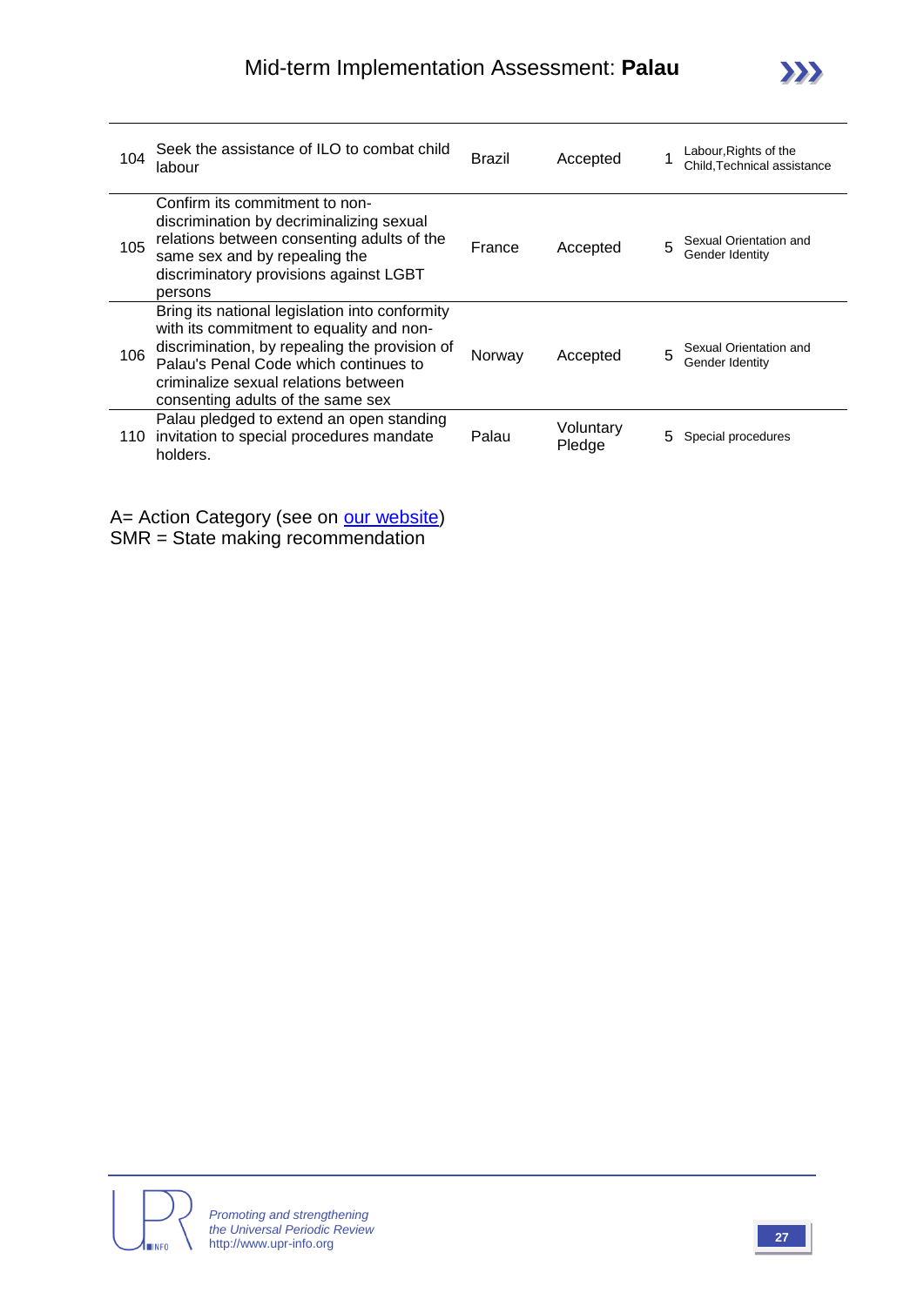| | | | | | |
|---|---|---|---|---|---|
| 104 | Seek the assistance of ILO to combat child labour | Brazil | Accepted | 1 | Labour,Rights of the Child,Technical assistance |
| 105 | Confirm its commitment to non-discrimination by decriminalizing sexual relations between consenting adults of the same sex and by repealing the discriminatory provisions against LGBT persons | France | Accepted | 5 | Sexual Orientation and Gender Identity |
| 106 | Bring its national legislation into conformity with its commitment to equality and non-discrimination, by repealing the provision of Palau's Penal Code which continues to criminalize sexual relations between consenting adults of the same sex | Norway | Accepted | 5 | Sexual Orientation and Gender Identity |
| 110 | Palau pledged to extend an open standing invitation to special procedures mandate holders. | Palau | Voluntary Pledge | 5 | Special procedures |

A= Action Category (see on [our website](http://www.upr-info.org))
SMR = State making recommendation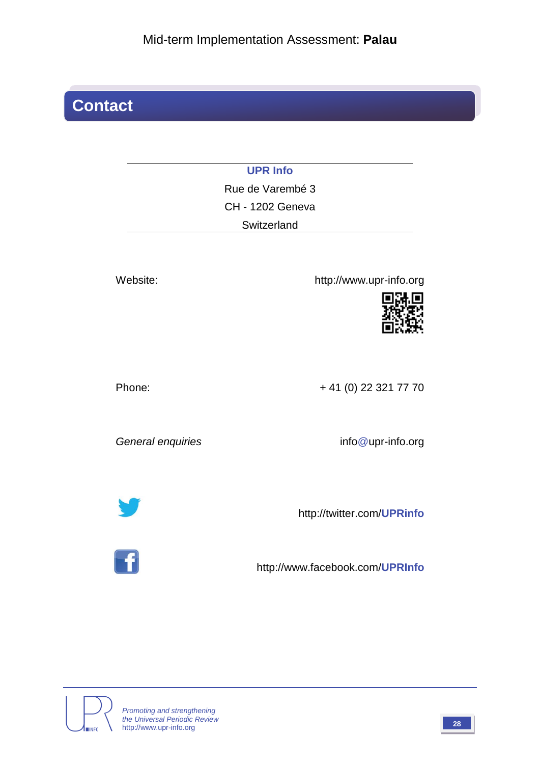# Contact

**UPR Info**

Rue de Varembé 3

CH - 1202 Geneva

Switzerland

Website: http://www.upr-info.org

Phone: + 41 (0) 22 321 77 70

*General enquiries* info@upr-info.org

http://twitter.com/**UPRinfo**

http://www.facebook.com/**UPRInfo**

*Promoting and strengthening the Universal Periodic Review*
http://www.upr-info.org